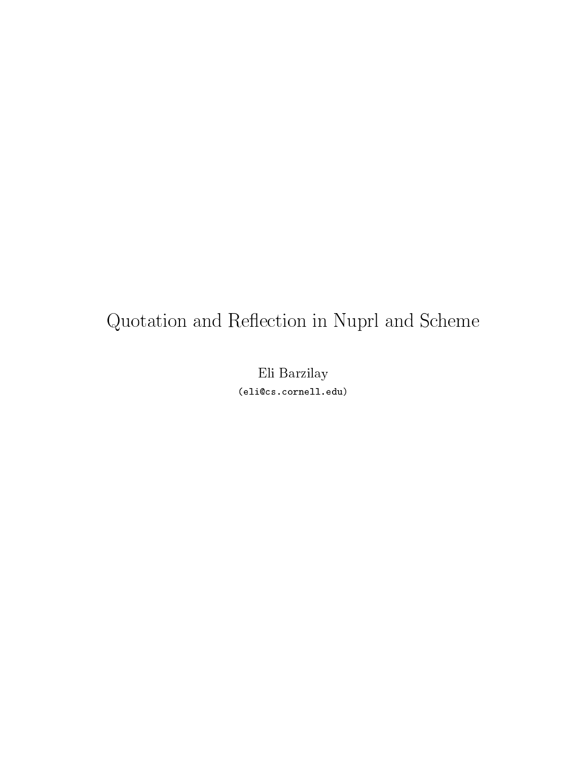# Quotation and Reflection in Nuprl and Scheme

Eli Barzilay

(eli@cs.cornell.edu)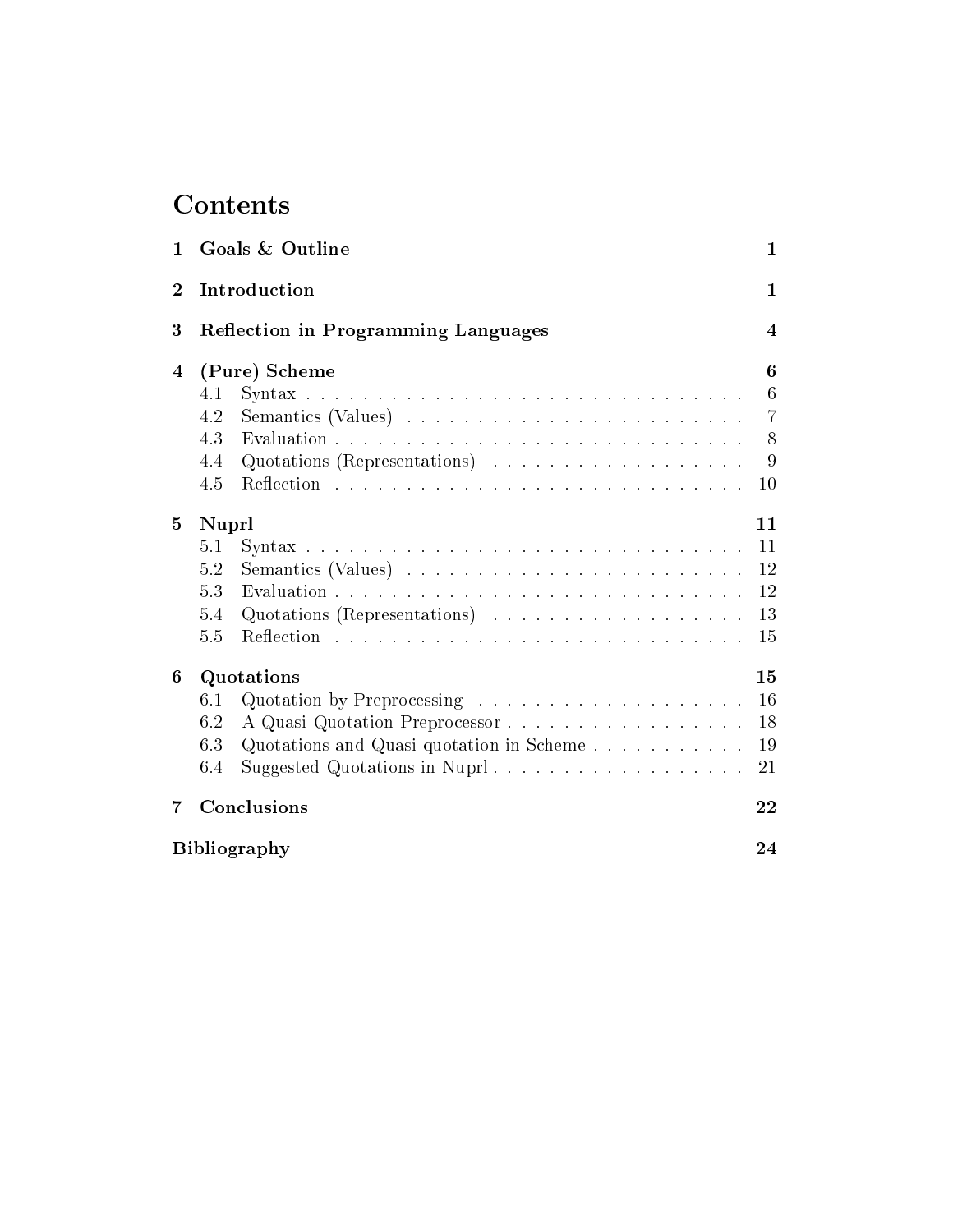# Contents

**1 Goals & Outline** **1**

**2 Introduction** **1**

**3 Reflection in Programming Languages** **4**

**4 (Pure) Scheme** **6**

- 4.1 Syntax . . . . . . . . . . . . . . . . . . . . . . . . . . . . . . 6
- 4.2 Semantics (Values) . . . . . . . . . . . . . . . . . . . . . . . . 7
- 4.3 Evaluation . . . . . . . . . . . . . . . . . . . . . . . . . . . . 8
- 4.4 Quotations (Representations) . . . . . . . . . . . . . . . . . . 9
- 4.5 Reflection . . . . . . . . . . . . . . . . . . . . . . . . . . . . 10

**5 Nuprl** **11**

- 5.1 Syntax . . . . . . . . . . . . . . . . . . . . . . . . . . . . . . 11
- 5.2 Semantics (Values) . . . . . . . . . . . . . . . . . . . . . . . . 12
- 5.3 Evaluation . . . . . . . . . . . . . . . . . . . . . . . . . . . . 12
- 5.4 Quotations (Representations) . . . . . . . . . . . . . . . . . . 13
- 5.5 Reflection . . . . . . . . . . . . . . . . . . . . . . . . . . . . 15

**6 Quotations** **15**

- 6.1 Quotation by Preprocessing . . . . . . . . . . . . . . . . . . . 16
- 6.2 A Quasi-Quotation Preprocessor . . . . . . . . . . . . . . . . . 18
- 6.3 Quotations and Quasi-quotation in Scheme . . . . . . . . . . . 19
- 6.4 Suggested Quotations in Nuprl . . . . . . . . . . . . . . . . . . 21

**7 Conclusions** **22**

**Bibliography** **24**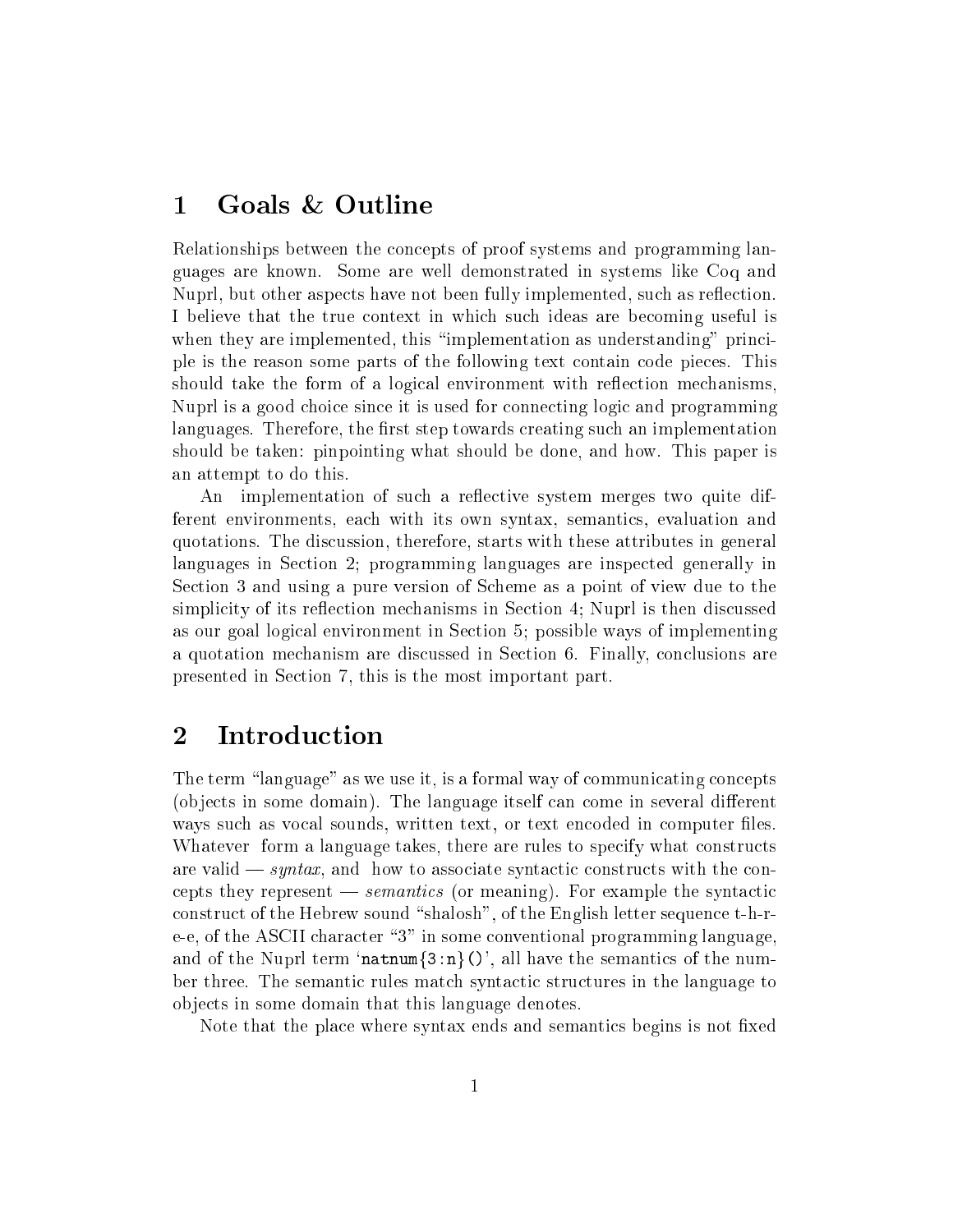# 1 Goals & Outline

Relationships between the concepts of proof systems and programming languages are known. Some are well demonstrated in systems like Coq and Nuprl, but other aspects have not been fully implemented, such as reflection. I believe that the true context in which such ideas are becoming useful is when they are implemented, this "implementation as understanding" principle is the reason some parts of the following text contain code pieces. This should take the form of a logical environment with reflection mechanisms, Nuprl is a good choice since it is used for connecting logic and programming languages. Therefore, the first step towards creating such an implementation should be taken: pinpointing what should be done, and how. This paper is an attempt to do this.

An implementation of such a reflective system merges two quite different environments, each with its own syntax, semantics, evaluation and quotations. The discussion, therefore, starts with these attributes in general languages in Section 2; programming languages are inspected generally in Section 3 and using a pure version of Scheme as a point of view due to the simplicity of its reflection mechanisms in Section 4; Nuprl is then discussed as our goal logical environment in Section 5; possible ways of implementing a quotation mechanism are discussed in Section 6. Finally, conclusions are presented in Section 7, this is the most important part.

# 2 Introduction

The term "language" as we use it, is a formal way of communicating concepts (objects in some domain). The language itself can come in several different ways such as vocal sounds, written text, or text encoded in computer files. Whatever form a language takes, there are rules to specify what constructs are valid — *syntax*, and how to associate syntactic constructs with the concepts they represent — *semantics* (or meaning). For example the syntactic construct of the Hebrew sound "shalosh", of the English letter sequence t-h-r-e-e, of the ASCII character "3" in some conventional programming language, and of the Nuprl term '`natnum{3:n}()`', all have the semantics of the number three. The semantic rules match syntactic structures in the language to objects in some domain that this language denotes.

Note that the place where syntax ends and semantics begins is not fixed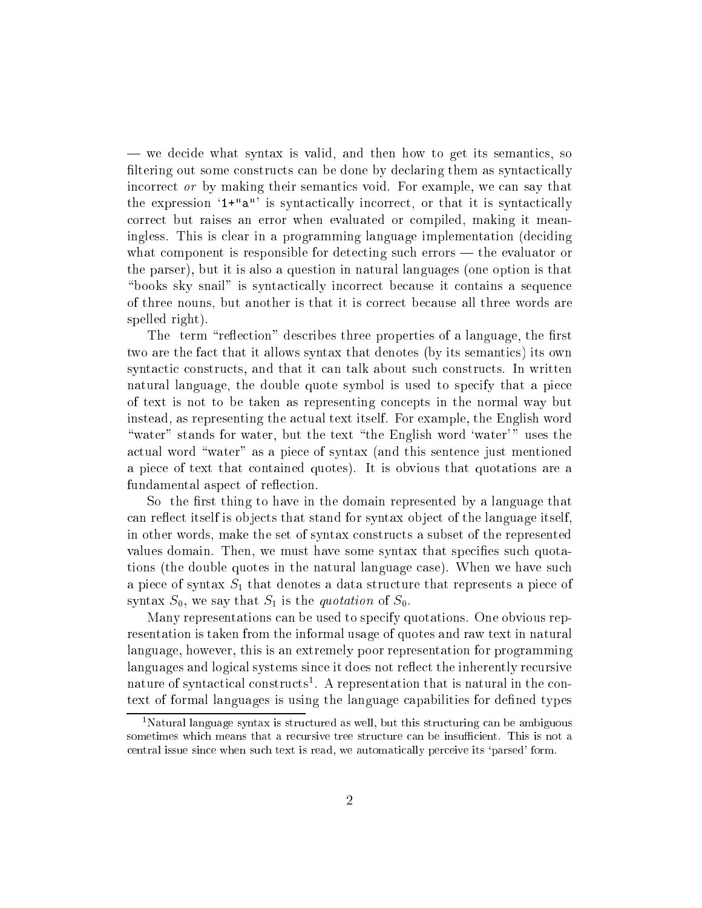— we decide what syntax is valid, and then how to get its semantics, so filtering out some constructs can be done by declaring them as syntactically incorrect *or* by making their semantics void. For example, we can say that the expression '`1+"a"`' is syntactically incorrect, or that it is syntactically correct but raises an error when evaluated or compiled, making it meaningless. This is clear in a programming language implementation (deciding what component is responsible for detecting such errors — the evaluator or the parser), but it is also a question in natural languages (one option is that "books sky snail" is syntactically incorrect because it contains a sequence of three nouns, but another is that it is correct because all three words are spelled right).

The term "reflection" describes three properties of a language, the first two are the fact that it allows syntax that denotes (by its semantics) its own syntactic constructs, and that it can talk about such constructs. In written natural language, the double quote symbol is used to specify that a piece of text is not to be taken as representing concepts in the normal way but instead, as representing the actual text itself. For example, the English word "water" stands for water, but the text "the English word 'water'" uses the actual word "water" as a piece of syntax (and this sentence just mentioned a piece of text that contained quotes). It is obvious that quotations are a fundamental aspect of reflection.

So the first thing to have in the domain represented by a language that can reflect itself is objects that stand for syntax object of the language itself, in other words, make the set of syntax constructs a subset of the represented values domain. Then, we must have some syntax that specifies such quotations (the double quotes in the natural language case). When we have such a piece of syntax $S_1$ that denotes a data structure that represents a piece of syntax $S_0$, we say that $S_1$ is the *quotation* of $S_0$.

Many representations can be used to specify quotations. One obvious representation is taken from the informal usage of quotes and raw text in natural language, however, this is an extremely poor representation for programming languages and logical systems since it does not reflect the inherently recursive nature of syntactical constructs[1]. A representation that is natural in the context of formal languages is using the language capabilities for defined types

[1] Natural language syntax is structured as well, but this structuring can be ambiguous sometimes which means that a recursive tree structure can be insufficient. This is not a central issue since when such text is read, we automatically perceive its 'parsed' form.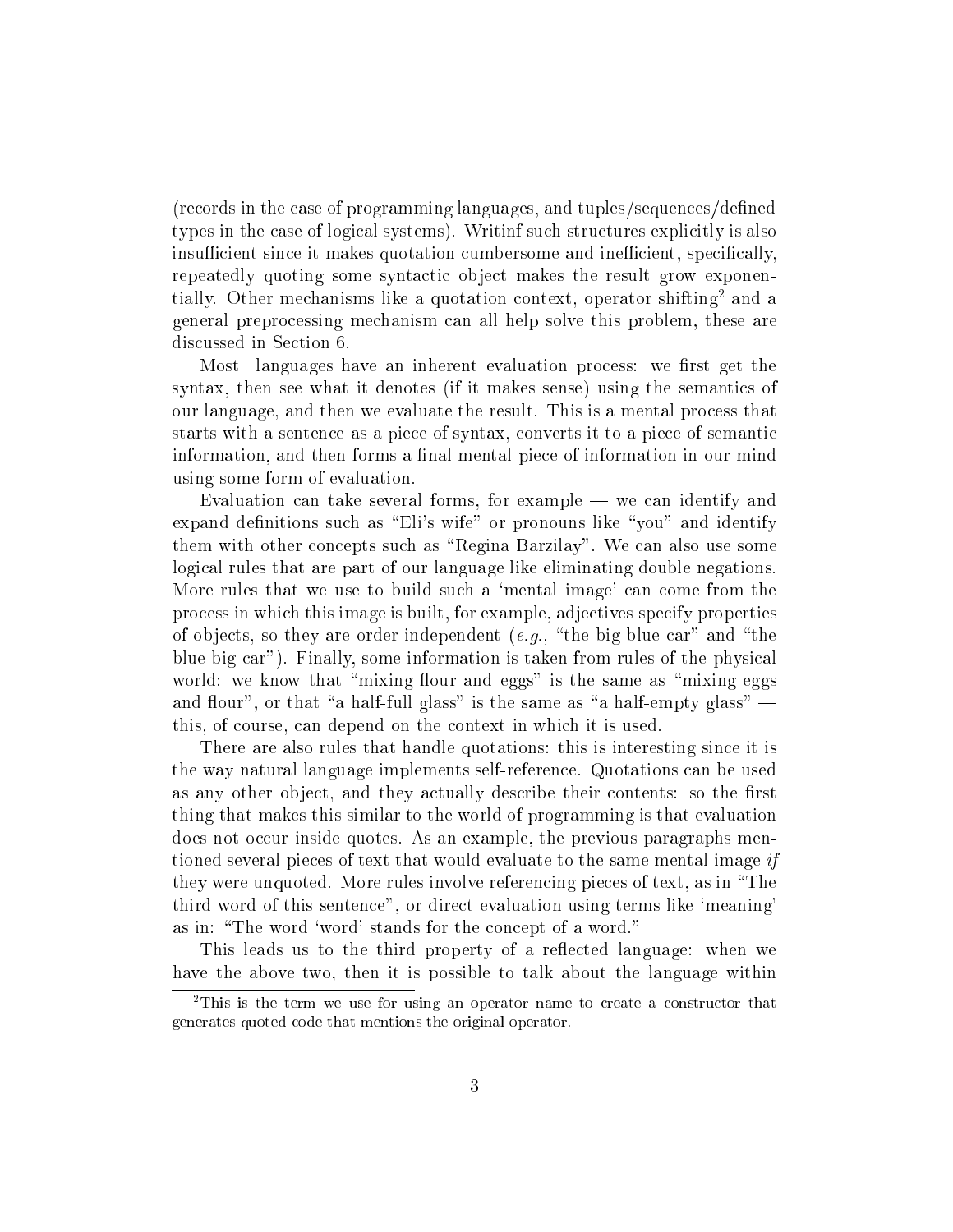(records in the case of programming languages, and tuples/sequences/defined types in the case of logical systems). Writinf such structures explicitly is also insufficient since it makes quotation cumbersome and inefficient, specifically, repeatedly quoting some syntactic object makes the result grow exponentially. Other mechanisms like a quotation context, operator shifting[2] and a general preprocessing mechanism can all help solve this problem, these are discussed in Section 6.

Most languages have an inherent evaluation process: we first get the syntax, then see what it denotes (if it makes sense) using the semantics of our language, and then we evaluate the result. This is a mental process that starts with a sentence as a piece of syntax, converts it to a piece of semantic information, and then forms a final mental piece of information in our mind using some form of evaluation.

Evaluation can take several forms, for example — we can identify and expand definitions such as "Eli's wife" or pronouns like "you" and identify them with other concepts such as "Regina Barzilay". We can also use some logical rules that are part of our language like eliminating double negations. More rules that we use to build such a 'mental image' can come from the process in which this image is built, for example, adjectives specify properties of objects, so they are order-independent (*e.g.*, "the big blue car" and "the blue big car"). Finally, some information is taken from rules of the physical world: we know that "mixing flour and eggs" is the same as "mixing eggs and flour", or that "a half-full glass" is the same as "a half-empty glass" — this, of course, can depend on the context in which it is used.

There are also rules that handle quotations: this is interesting since it is the way natural language implements self-reference. Quotations can be used as any other object, and they actually describe their contents: so the first thing that makes this similar to the world of programming is that evaluation does not occur inside quotes. As an example, the previous paragraphs mentioned several pieces of text that would evaluate to the same mental image *if* they were unquoted. More rules involve referencing pieces of text, as in "The third word of this sentence", or direct evaluation using terms like 'meaning' as in: "The word 'word' stands for the concept of a word."

This leads us to the third property of a reflected language: when we have the above two, then it is possible to talk about the language within

[2] This is the term we use for using an operator name to create a constructor that generates quoted code that mentions the original operator.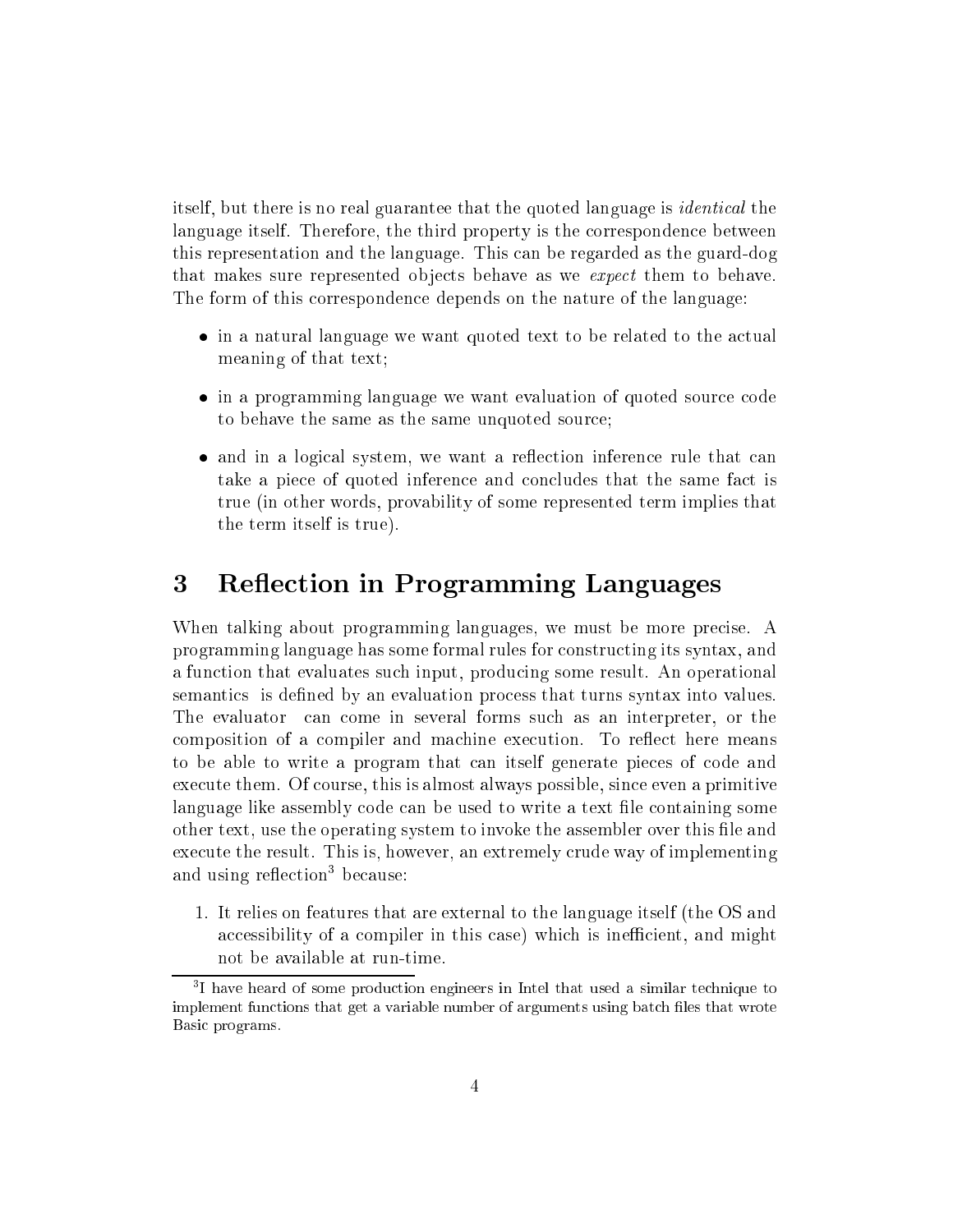itself, but there is no real guarantee that the quoted language is *identical* the language itself. Therefore, the third property is the correspondence between this representation and the language. This can be regarded as the guard-dog that makes sure represented objects behave as we *expect* them to behave. The form of this correspondence depends on the nature of the language:

- in a natural language we want quoted text to be related to the actual meaning of that text;
- in a programming language we want evaluation of quoted source code to behave the same as the same unquoted source;
- and in a logical system, we want a reflection inference rule that can take a piece of quoted inference and concludes that the same fact is true (in other words, provability of some represented term implies that the term itself is true).

# 3 Reflection in Programming Languages

When talking about programming languages, we must be more precise. A programming language has some formal rules for constructing its syntax, and a function that evaluates such input, producing some result. An operational semantics is defined by an evaluation process that turns syntax into values. The evaluator can come in several forms such as an interpreter, or the composition of a compiler and machine execution. To reflect here means to be able to write a program that can itself generate pieces of code and execute them. Of course, this is almost always possible, since even a primitive language like assembly code can be used to write a text file containing some other text, use the operating system to invoke the assembler over this file and execute the result. This is, however, an extremely crude way of implementing and using reflection[3] because:

1. It relies on features that are external to the language itself (the OS and accessibility of a compiler in this case) which is inefficient, and might not be available at run-time.

[3] I have heard of some production engineers in Intel that used a similar technique to implement functions that get a variable number of arguments using batch files that wrote Basic programs.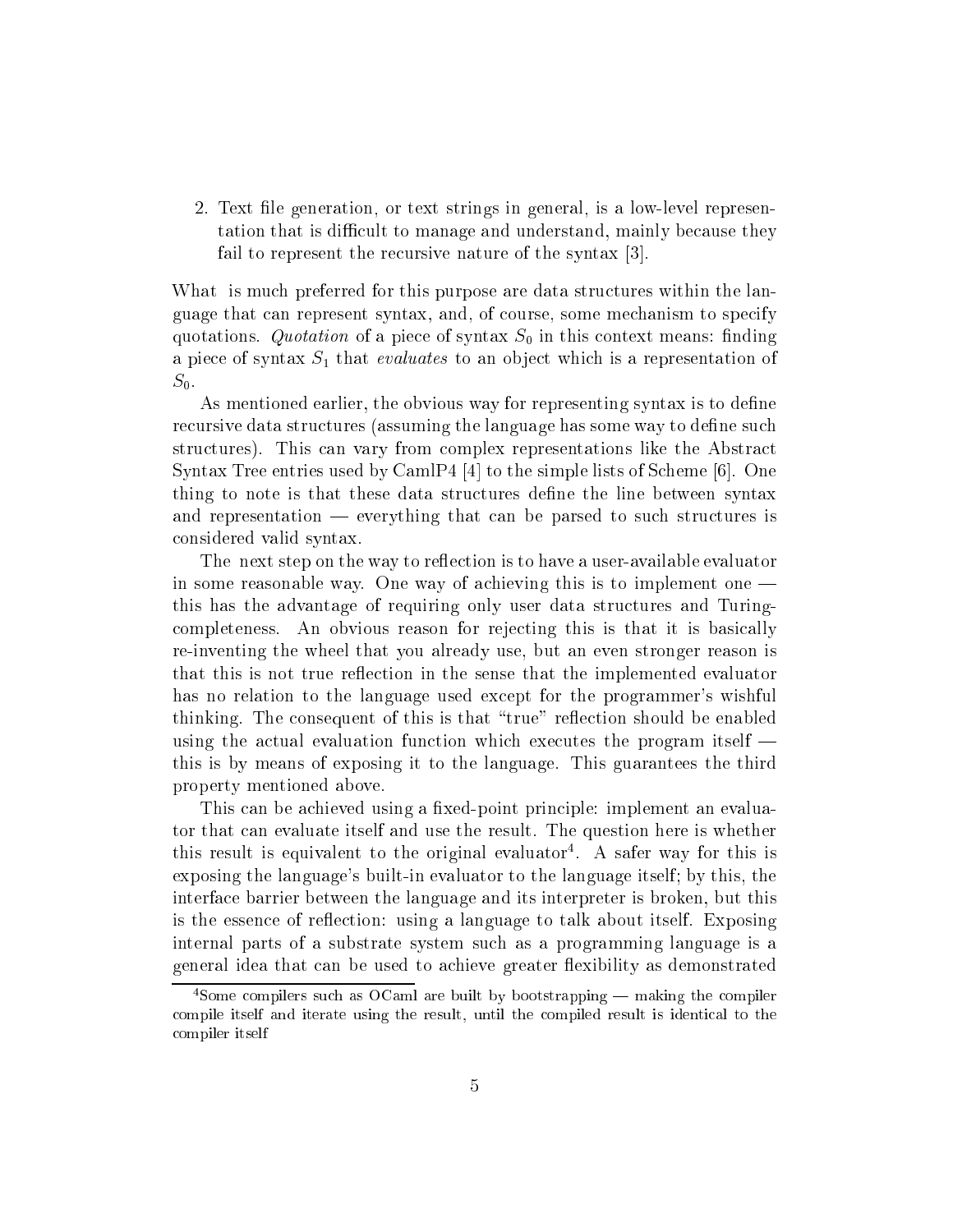2. Text file generation, or text strings in general, is a low-level representation that is difficult to manage and understand, mainly because they fail to represent the recursive nature of the syntax [3].

What is much preferred for this purpose are data structures within the language that can represent syntax, and, of course, some mechanism to specify quotations. *Quotation* of a piece of syntax $S_0$ in this context means: finding a piece of syntax $S_1$ that *evaluates* to an object which is a representation of $S_0$.

As mentioned earlier, the obvious way for representing syntax is to define recursive data structures (assuming the language has some way to define such structures). This can vary from complex representations like the Abstract Syntax Tree entries used by CamlP4 [4] to the simple lists of Scheme [6]. One thing to note is that these data structures define the line between syntax and representation — everything that can be parsed to such structures is considered valid syntax.

The next step on the way to reflection is to have a user-available evaluator in some reasonable way. One way of achieving this is to implement one — this has the advantage of requiring only user data structures and Turing-completeness. An obvious reason for rejecting this is that it is basically re-inventing the wheel that you already use, but an even stronger reason is that this is not true reflection in the sense that the implemented evaluator has no relation to the language used except for the programmer's wishful thinking. The consequent of this is that "true" reflection should be enabled using the actual evaluation function which executes the program itself — this is by means of exposing it to the language. This guarantees the third property mentioned above.

This can be achieved using a fixed-point principle: implement an evaluator that can evaluate itself and use the result. The question here is whether this result is equivalent to the original evaluator[4]. A safer way for this is exposing the language's built-in evaluator to the language itself; by this, the interface barrier between the language and its interpreter is broken, but this is the essence of reflection: using a language to talk about itself. Exposing internal parts of a substrate system such as a programming language is a general idea that can be used to achieve greater flexibility as demonstrated

[4] Some compilers such as OCaml are built by bootstrapping — making the compiler compile itself and iterate using the result, until the compiled result is identical to the compiler itself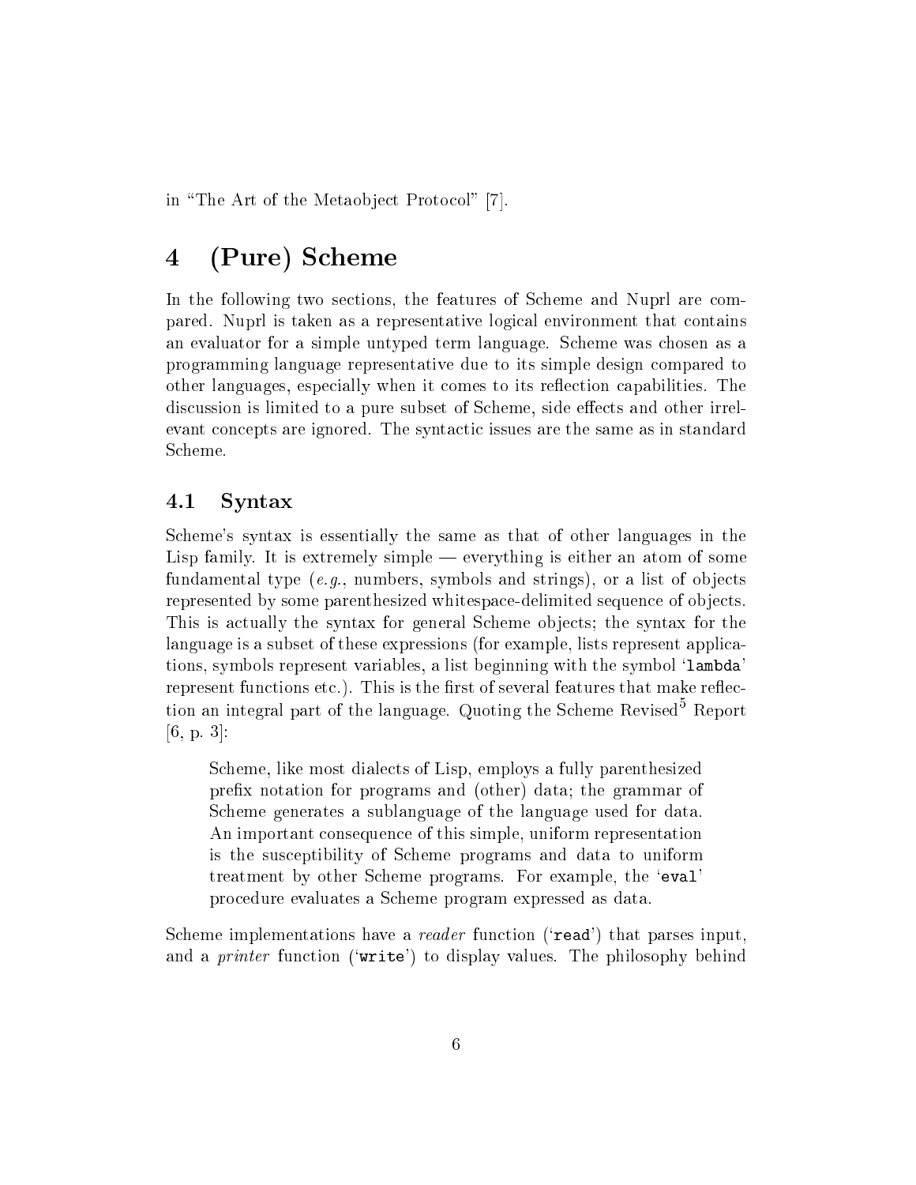in "The Art of the Metaobject Protocol" [7].

# 4 (Pure) Scheme

In the following two sections, the features of Scheme and Nuprl are compared. Nuprl is taken as a representative logical environment that contains an evaluator for a simple untyped term language. Scheme was chosen as a programming language representative due to its simple design compared to other languages, especially when it comes to its reflection capabilities. The discussion is limited to a pure subset of Scheme, side effects and other irrelevant concepts are ignored. The syntactic issues are the same as in standard Scheme.

## 4.1 Syntax

Scheme's syntax is essentially the same as that of other languages in the Lisp family. It is extremely simple — everything is either an atom of some fundamental type (*e.g.*, numbers, symbols and strings), or a list of objects represented by some parenthesized whitespace-delimited sequence of objects. This is actually the syntax for general Scheme objects; the syntax for the language is a subset of these expressions (for example, lists represent applications, symbols represent variables, a list beginning with the symbol '`lambda`' represent functions etc.). This is the first of several features that make reflection an integral part of the language. Quoting the Scheme Revised[5] Report [6, p. 3]:

> Scheme, like most dialects of Lisp, employs a fully parenthesized prefix notation for programs and (other) data; the grammar of Scheme generates a sublanguage of the language used for data. An important consequence of this simple, uniform representation is the susceptibility of Scheme programs and data to uniform treatment by other Scheme programs. For example, the '`eval`' procedure evaluates a Scheme program expressed as data.

Scheme implementations have a *reader* function ('`read`') that parses input, and a *printer* function ('`write`') to display values. The philosophy behind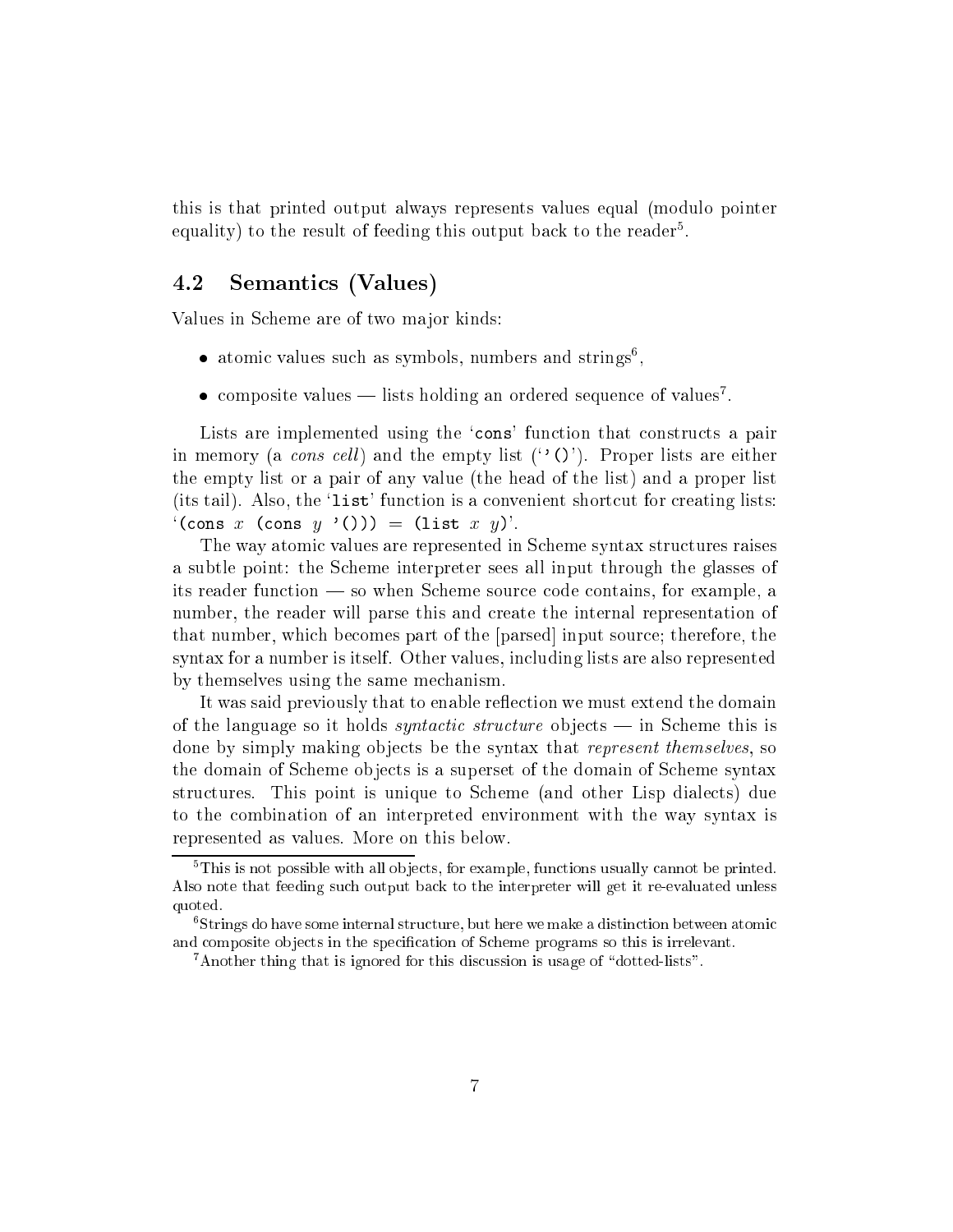this is that printed output always represents values equal (modulo pointer equality) to the result of feeding this output back to the reader[5].

## 4.2 Semantics (Values)

Values in Scheme are of two major kinds:

- atomic values such as symbols, numbers and strings[6],
- composite values — lists holding an ordered sequence of values[7].

Lists are implemented using the '`cons`' function that constructs a pair in memory (a *cons cell*) and the empty list ('`'()`'). Proper lists are either the empty list or a pair of any value (the head of the list) and a proper list (its tail). Also, the '`list`' function is a convenient shortcut for creating lists: '`(cons` *x* `(cons` *y* `'())) = (list` *x* *y*`)`'.

The way atomic values are represented in Scheme syntax structures raises a subtle point: the Scheme interpreter sees all input through the glasses of its reader function — so when Scheme source code contains, for example, a number, the reader will parse this and create the internal representation of that number, which becomes part of the [parsed] input source; therefore, the syntax for a number is itself. Other values, including lists are also represented by themselves using the same mechanism.

It was said previously that to enable reflection we must extend the domain of the language so it holds *syntactic structure* objects — in Scheme this is done by simply making objects be the syntax that *represent themselves*, so the domain of Scheme objects is a superset of the domain of Scheme syntax structures. This point is unique to Scheme (and other Lisp dialects) due to the combination of an interpreted environment with the way syntax is represented as values. More on this below.

---

[5] This is not possible with all objects, for example, functions usually cannot be printed. Also note that feeding such output back to the interpreter will get it re-evaluated unless quoted.

[6] Strings do have some internal structure, but here we make a distinction between atomic and composite objects in the specification of Scheme programs so this is irrelevant.

[7] Another thing that is ignored for this discussion is usage of "dotted-lists".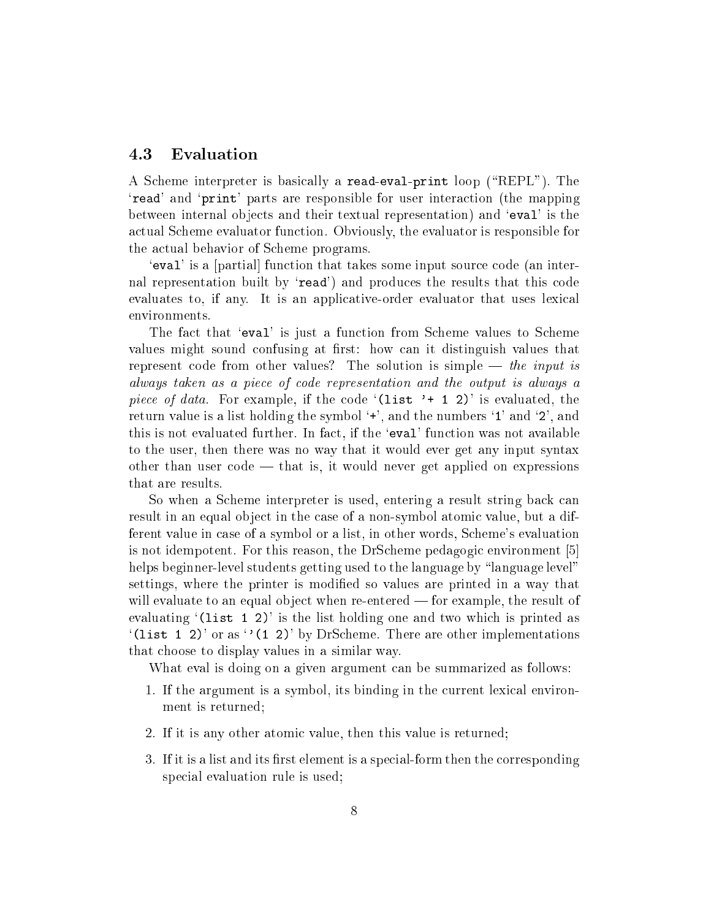## 4.3 Evaluation

A Scheme interpreter is basically a `read`-`eval`-`print` loop ("REPL"). The '`read`' and '`print`' parts are responsible for user interaction (the mapping between internal objects and their textual representation) and '`eval`' is the actual Scheme evaluator function. Obviously, the evaluator is responsible for the actual behavior of Scheme programs.

'`eval`' is a [partial] function that takes some input source code (an internal representation built by '`read`') and produces the results that this code evaluates to, if any. It is an applicative-order evaluator that uses lexical environments.

The fact that '`eval`' is just a function from Scheme values to Scheme values might sound confusing at first: how can it distinguish values that represent code from other values? The solution is simple — *the input is always taken as a piece of code representation and the output is always a piece of data*. For example, if the code '`(list '+ 1 2)`' is evaluated, the return value is a list holding the symbol '`+`', and the numbers '`1`' and '`2`', and this is not evaluated further. In fact, if the '`eval`' function was not available to the user, then there was no way that it would ever get any input syntax other than user code — that is, it would never get applied on expressions that are results.

So when a Scheme interpreter is used, entering a result string back can result in an equal object in the case of a non-symbol atomic value, but a different value in case of a symbol or a list, in other words, Scheme's evaluation is not idempotent. For this reason, the DrScheme pedagogic environment [5] helps beginner-level students getting used to the language by "language level" settings, where the printer is modified so values are printed in a way that will evaluate to an equal object when re-entered — for example, the result of evaluating '`(list 1 2)`' is the list holding one and two which is printed as '`(list 1 2)`' or as '`'(1 2)`' by DrScheme. There are other implementations that choose to display values in a similar way.

What eval is doing on a given argument can be summarized as follows:

1. If the argument is a symbol, its binding in the current lexical environment is returned;
2. If it is any other atomic value, then this value is returned;
3. If it is a list and its first element is a special-form then the corresponding special evaluation rule is used;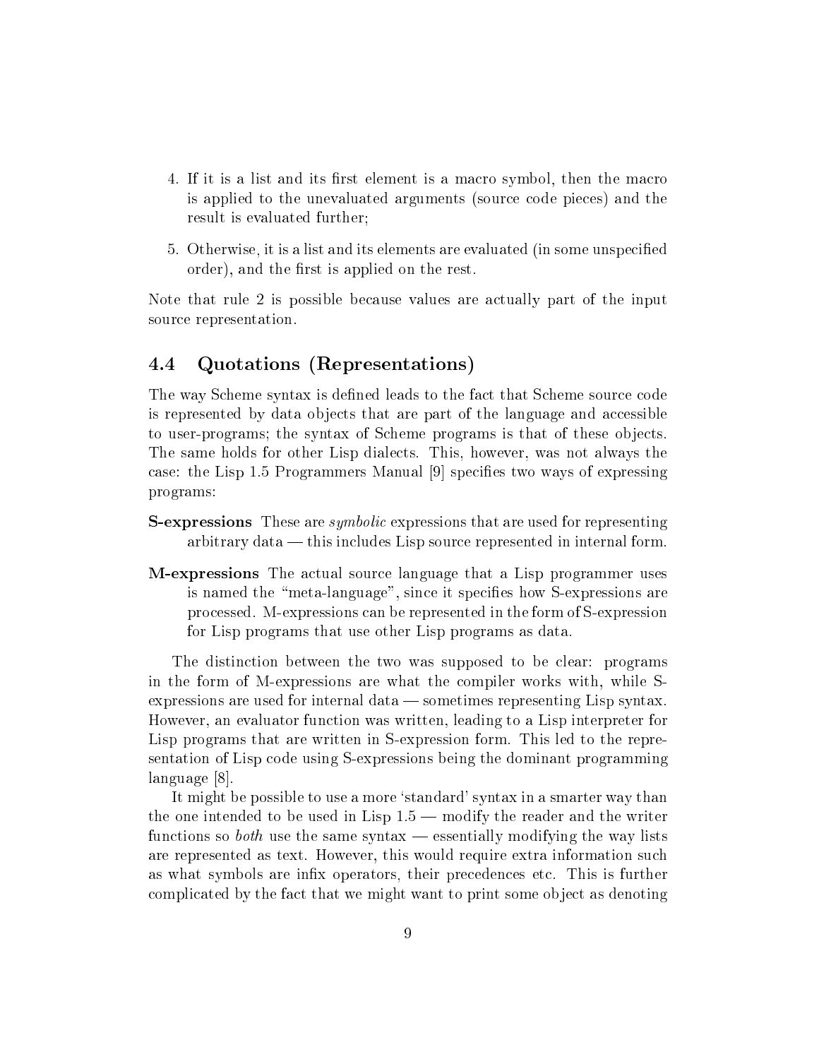4. If it is a list and its first element is a macro symbol, then the macro is applied to the unevaluated arguments (source code pieces) and the result is evaluated further;

5. Otherwise, it is a list and its elements are evaluated (in some unspecified order), and the first is applied on the rest.

Note that rule 2 is possible because values are actually part of the input source representation.

## 4.4 Quotations (Representations)

The way Scheme syntax is defined leads to the fact that Scheme source code is represented by data objects that are part of the language and accessible to user-programs; the syntax of Scheme programs is that of these objects. The same holds for other Lisp dialects. This, however, was not always the case: the Lisp 1.5 Programmers Manual [9] specifies two ways of expressing programs:

**S-expressions** These are *symbolic* expressions that are used for representing arbitrary data — this includes Lisp source represented in internal form.

**M-expressions** The actual source language that a Lisp programmer uses is named the "meta-language", since it specifies how S-expressions are processed. M-expressions can be represented in the form of S-expression for Lisp programs that use other Lisp programs as data.

The distinction between the two was supposed to be clear: programs in the form of M-expressions are what the compiler works with, while S-expressions are used for internal data — sometimes representing Lisp syntax. However, an evaluator function was written, leading to a Lisp interpreter for Lisp programs that are written in S-expression form. This led to the representation of Lisp code using S-expressions being the dominant programming language [8].

It might be possible to use a more 'standard' syntax in a smarter way than the one intended to be used in Lisp 1.5 — modify the reader and the writer functions so *both* use the same syntax — essentially modifying the way lists are represented as text. However, this would require extra information such as what symbols are infix operators, their precedences etc. This is further complicated by the fact that we might want to print some object as denoting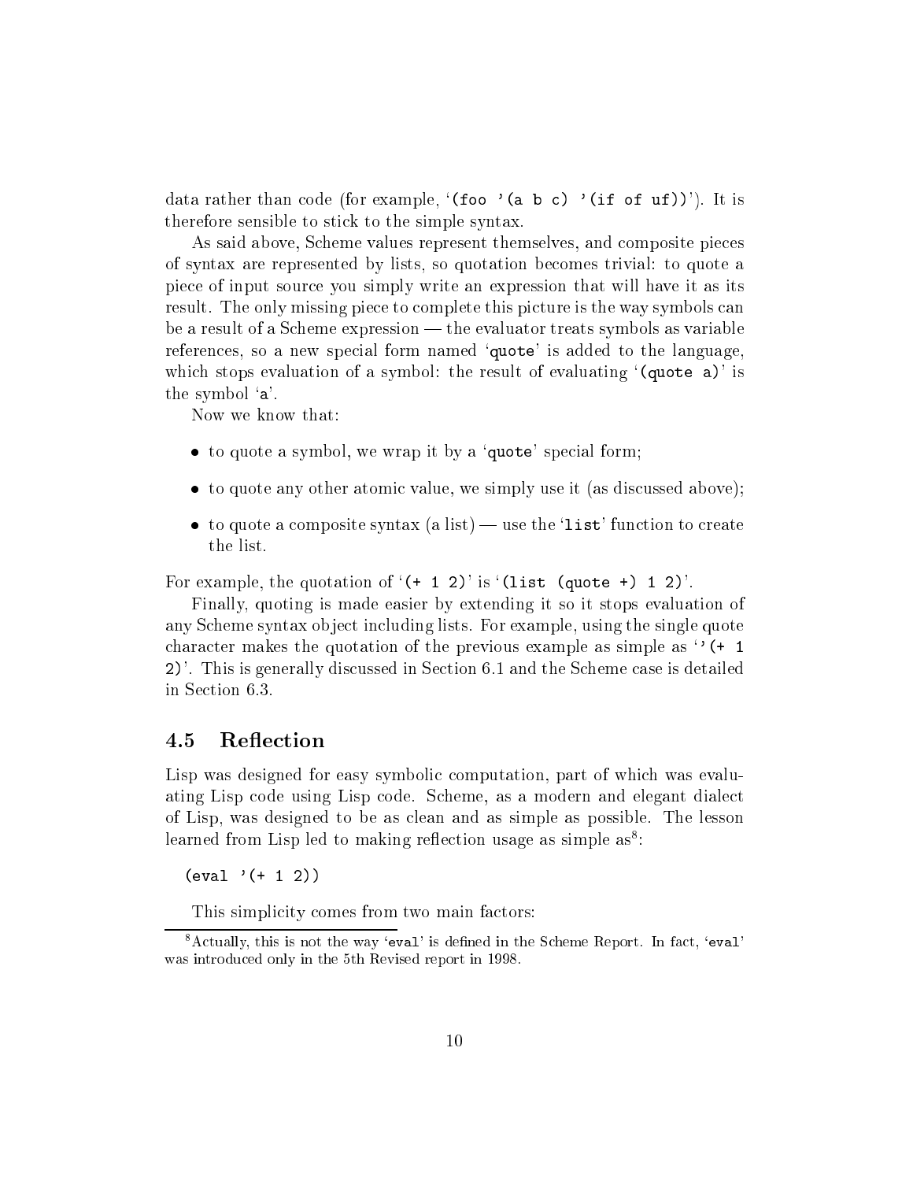data rather than code (for example, '`(foo '(a b c) '(if of uf))`'). It is therefore sensible to stick to the simple syntax.

As said above, Scheme values represent themselves, and composite pieces of syntax are represented by lists, so quotation becomes trivial: to quote a piece of input source you simply write an expression that will have it as its result. The only missing piece to complete this picture is the way symbols can be a result of a Scheme expression — the evaluator treats symbols as variable references, so a new special form named '`quote`' is added to the language, which stops evaluation of a symbol: the result of evaluating '`(quote a)`' is the symbol '`a`'.

Now we know that:

- to quote a symbol, we wrap it by a '`quote`' special form;
- to quote any other atomic value, we simply use it (as discussed above);
- to quote a composite syntax (a list) — use the '`list`' function to create the list.

For example, the quotation of '`(+ 1 2)`' is '`(list (quote +) 1 2)`'.

Finally, quoting is made easier by extending it so it stops evaluation of any Scheme syntax object including lists. For example, using the single quote character makes the quotation of the previous example as simple as '`'(+ 1 2)`'. This is generally discussed in Section 6.1 and the Scheme case is detailed in Section 6.3.

## 4.5 Reflection

Lisp was designed for easy symbolic computation, part of which was evaluating Lisp code using Lisp code. Scheme, as a modern and elegant dialect of Lisp, was designed to be as clean and as simple as possible. The lesson learned from Lisp led to making reflection usage as simple as[8]:

```
(eval '(+ 1 2))
```

This simplicity comes from two main factors:

[8] Actually, this is not the way '`eval`' is defined in the Scheme Report. In fact, '`eval`' was introduced only in the 5th Revised report in 1998.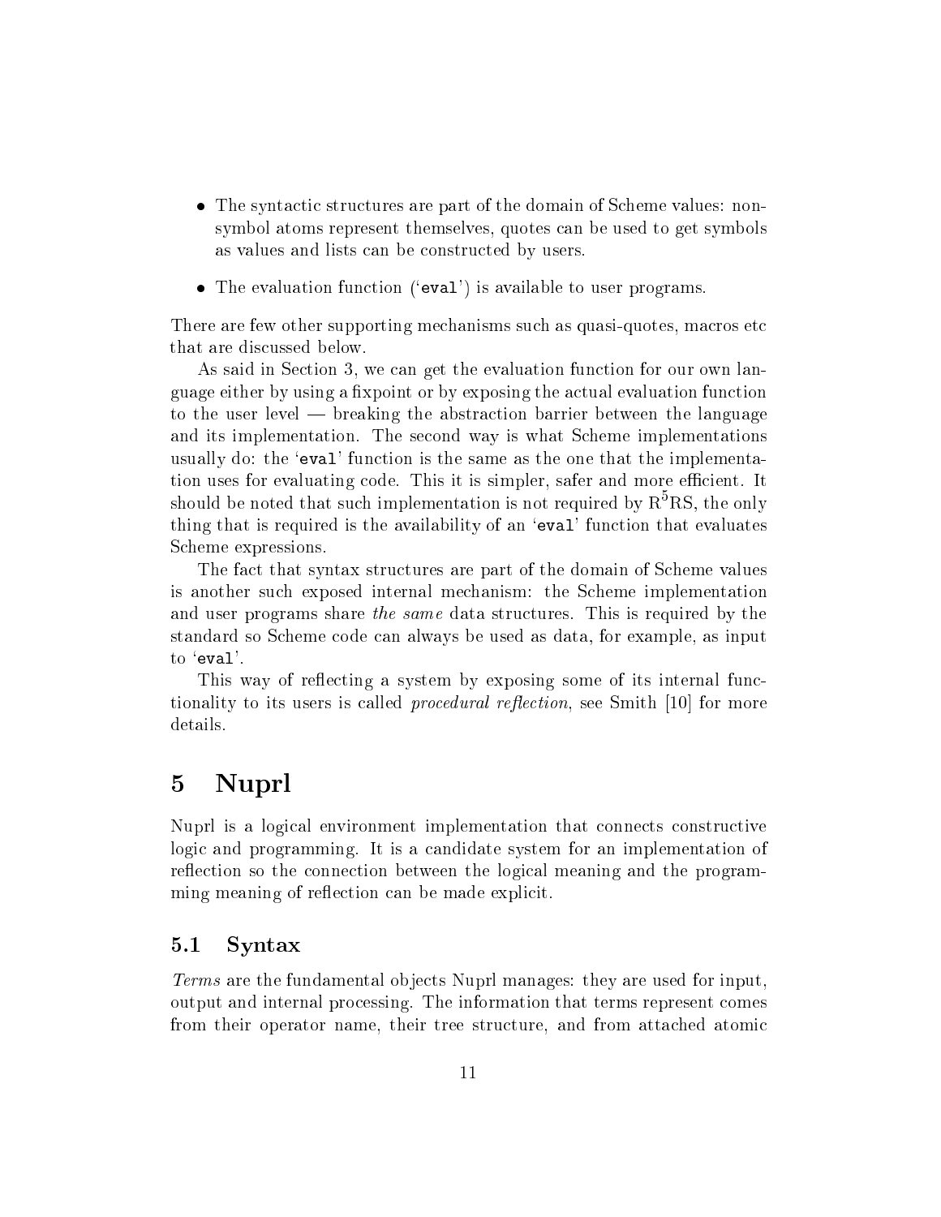- The syntactic structures are part of the domain of Scheme values: non-symbol atoms represent themselves, quotes can be used to get symbols as values and lists can be constructed by users.

- The evaluation function (`eval`) is available to user programs.

There are few other supporting mechanisms such as quasi-quotes, macros etc that are discussed below.

As said in Section 3, we can get the evaluation function for our own language either by using a fixpoint or by exposing the actual evaluation function to the user level — breaking the abstraction barrier between the language and its implementation. The second way is what Scheme implementations usually do: the '`eval`' function is the same as the one that the implementation uses for evaluating code. This it is simpler, safer and more efficient. It should be noted that such implementation is not required by $R^5$RS, the only thing that is required is the availability of an '`eval`' function that evaluates Scheme expressions.

The fact that syntax structures are part of the domain of Scheme values is another such exposed internal mechanism: the Scheme implementation and user programs share *the same* data structures. This is required by the standard so Scheme code can always be used as data, for example, as input to '`eval`'.

This way of reflecting a system by exposing some of its internal functionality to its users is called *procedural reflection*, see Smith [10] for more details.

# 5 Nuprl

Nuprl is a logical environment implementation that connects constructive logic and programming. It is a candidate system for an implementation of reflection so the connection between the logical meaning and the programming meaning of reflection can be made explicit.

## 5.1 Syntax

*Terms* are the fundamental objects Nuprl manages: they are used for input, output and internal processing. The information that terms represent comes from their operator name, their tree structure, and from attached atomic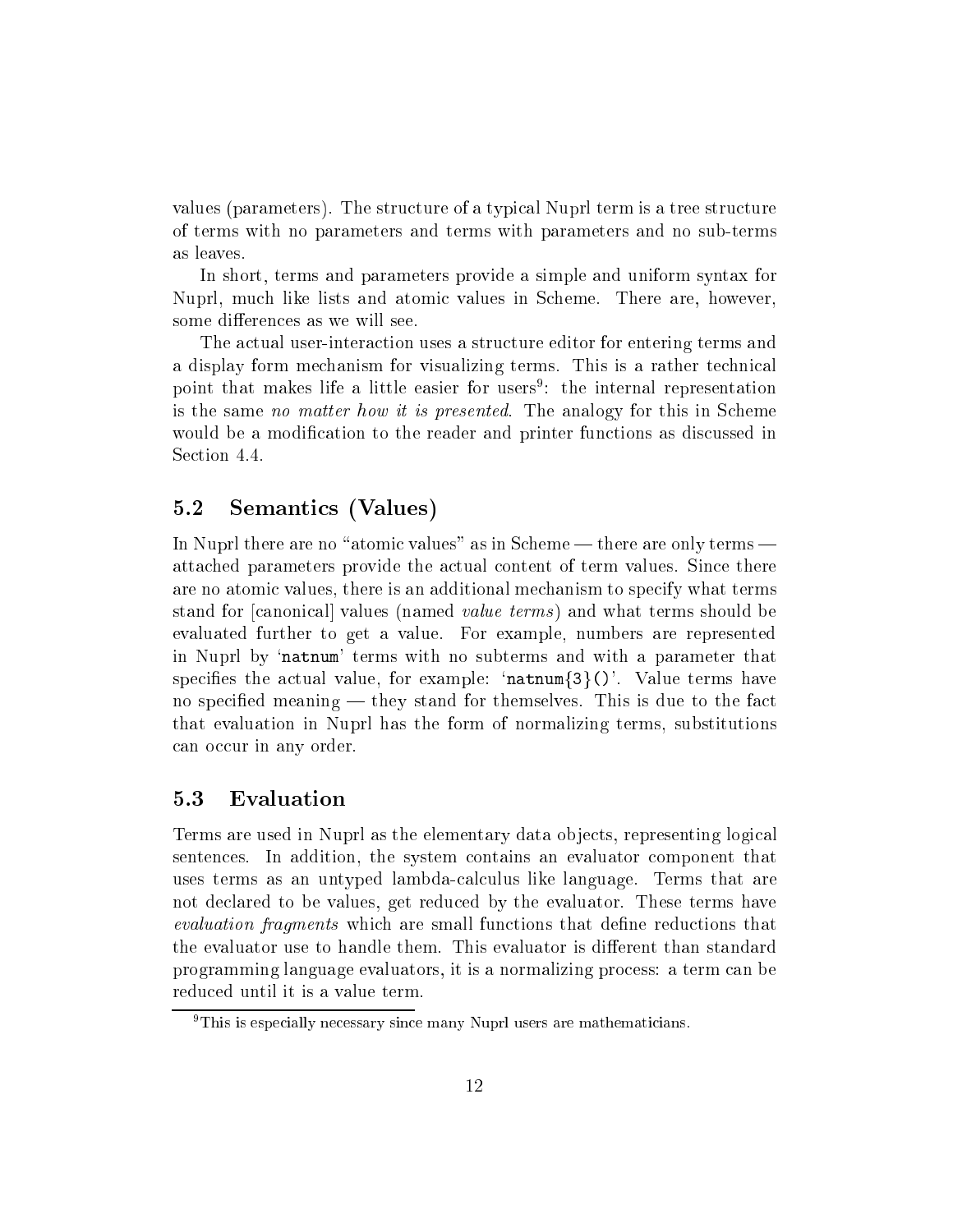values (parameters). The structure of a typical Nuprl term is a tree structure of terms with no parameters and terms with parameters and no sub-terms as leaves.

In short, terms and parameters provide a simple and uniform syntax for Nuprl, much like lists and atomic values in Scheme. There are, however, some differences as we will see.

The actual user-interaction uses a structure editor for entering terms and a display form mechanism for visualizing terms. This is a rather technical point that makes life a little easier for users[9]: the internal representation is the same *no matter how it is presented*. The analogy for this in Scheme would be a modification to the reader and printer functions as discussed in Section 4.4.

## 5.2 Semantics (Values)

In Nuprl there are no "atomic values" as in Scheme — there are only terms — attached parameters provide the actual content of term values. Since there are no atomic values, there is an additional mechanism to specify what terms stand for [canonical] values (named *value terms*) and what terms should be evaluated further to get a value. For example, numbers are represented in Nuprl by '`natnum`' terms with no subterms and with a parameter that specifies the actual value, for example: '`natnum{3}()`'. Value terms have no specified meaning — they stand for themselves. This is due to the fact that evaluation in Nuprl has the form of normalizing terms, substitutions can occur in any order.

## 5.3 Evaluation

Terms are used in Nuprl as the elementary data objects, representing logical sentences. In addition, the system contains an evaluator component that uses terms as an untyped lambda-calculus like language. Terms that are not declared to be values, get reduced by the evaluator. These terms have *evaluation fragments* which are small functions that define reductions that the evaluator use to handle them. This evaluator is different than standard programming language evaluators, it is a normalizing process: a term can be reduced until it is a value term.

[9] This is especially necessary since many Nuprl users are mathematicians.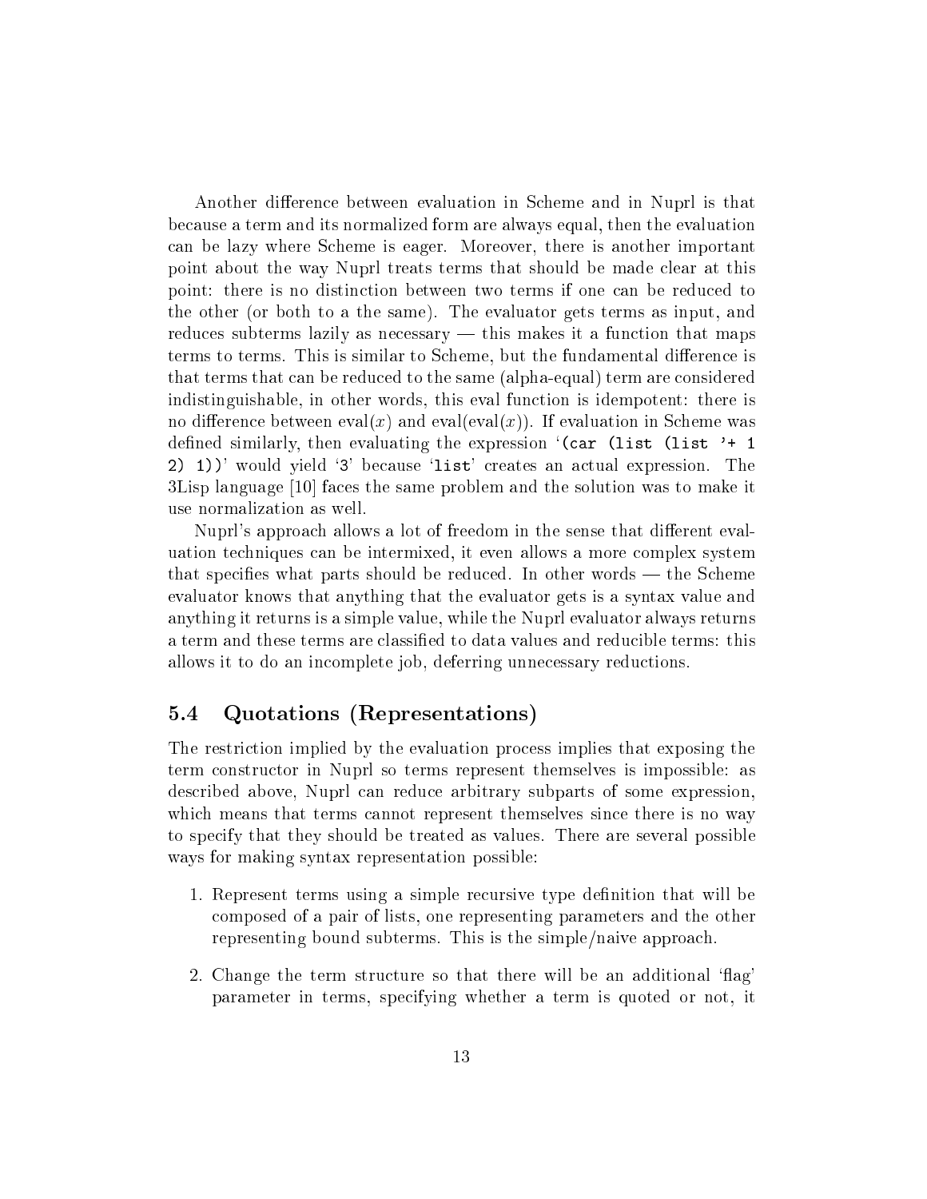Another difference between evaluation in Scheme and in Nuprl is that because a term and its normalized form are always equal, then the evaluation can be lazy where Scheme is eager. Moreover, there is another important point about the way Nuprl treats terms that should be made clear at this point: there is no distinction between two terms if one can be reduced to the other (or both to a the same). The evaluator gets terms as input, and reduces subterms lazily as necessary — this makes it a function that maps terms to terms. This is similar to Scheme, but the fundamental difference is that terms that can be reduced to the same (alpha-equal) term are considered indistinguishable, in other words, this eval function is idempotent: there is no difference between eval($x$) and eval(eval($x$)). If evaluation in Scheme was defined similarly, then evaluating the expression '`(car (list (list '+ 1 2) 1))`' would yield '`3`' because '`list`' creates an actual expression. The 3Lisp language [10] faces the same problem and the solution was to make it use normalization as well.

Nuprl's approach allows a lot of freedom in the sense that different evaluation techniques can be intermixed, it even allows a more complex system that specifies what parts should be reduced. In other words — the Scheme evaluator knows that anything that the evaluator gets is a syntax value and anything it returns is a simple value, while the Nuprl evaluator always returns a term and these terms are classified to data values and reducible terms: this allows it to do an incomplete job, deferring unnecessary reductions.

## 5.4 Quotations (Representations)

The restriction implied by the evaluation process implies that exposing the term constructor in Nuprl so terms represent themselves is impossible: as described above, Nuprl can reduce arbitrary subparts of some expression, which means that terms cannot represent themselves since there is no way to specify that they should be treated as values. There are several possible ways for making syntax representation possible:

1. Represent terms using a simple recursive type definition that will be composed of a pair of lists, one representing parameters and the other representing bound subterms. This is the simple/naive approach.

2. Change the term structure so that there will be an additional 'flag' parameter in terms, specifying whether a term is quoted or not, it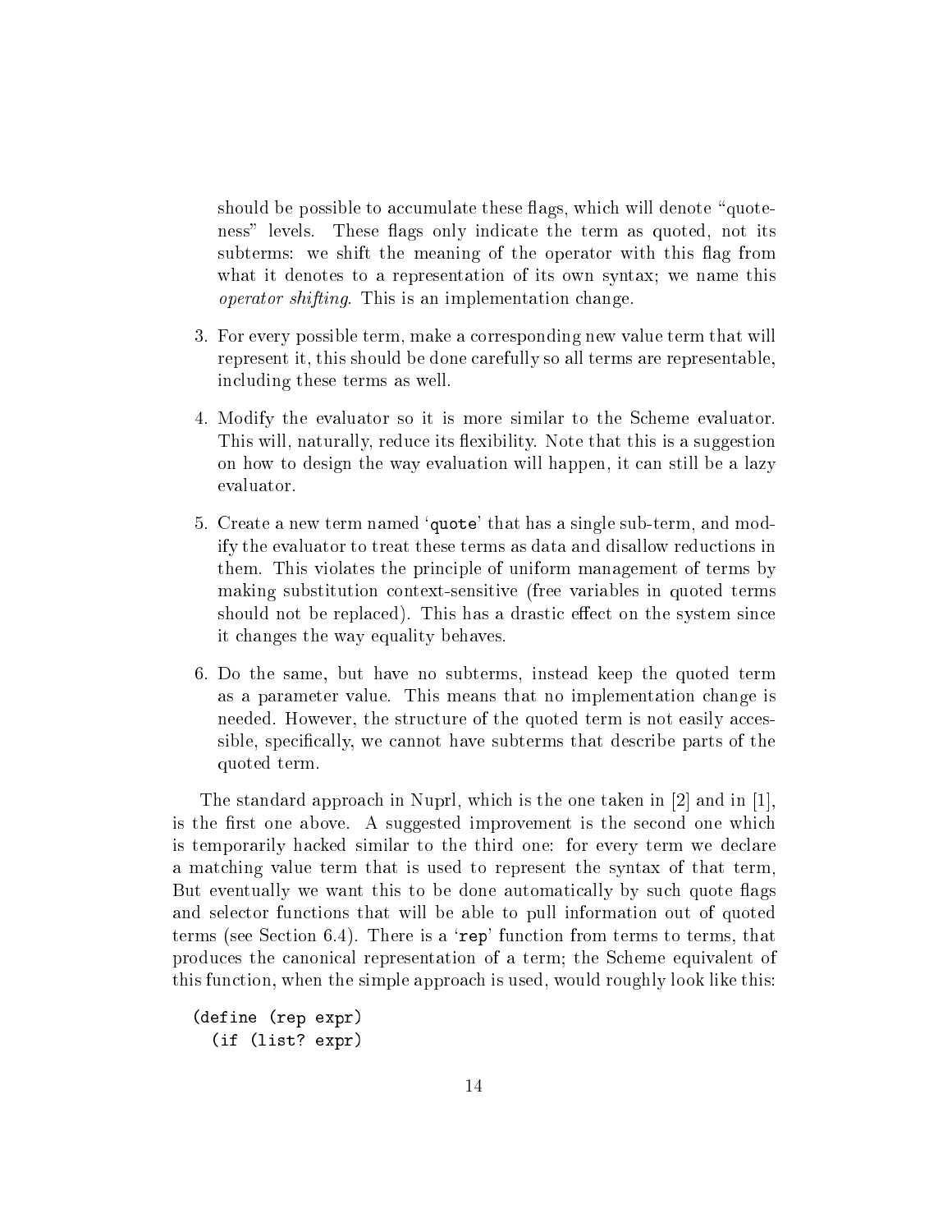should be possible to accumulate these flags, which will denote "quoteness" levels. These flags only indicate the term as quoted, not its subterms: we shift the meaning of the operator with this flag from what it denotes to a representation of its own syntax; we name this *operator shifting*. This is an implementation change.

3. For every possible term, make a corresponding new value term that will represent it, this should be done carefully so all terms are representable, including these terms as well.

4. Modify the evaluator so it is more similar to the Scheme evaluator. This will, naturally, reduce its flexibility. Note that this is a suggestion on how to design the way evaluation will happen, it can still be a lazy evaluator.

5. Create a new term named '`quote`' that has a single sub-term, and modify the evaluator to treat these terms as data and disallow reductions in them. This violates the principle of uniform management of terms by making substitution context-sensitive (free variables in quoted terms should not be replaced). This has a drastic effect on the system since it changes the way equality behaves.

6. Do the same, but have no subterms, instead keep the quoted term as a parameter value. This means that no implementation change is needed. However, the structure of the quoted term is not easily accessible, specifically, we cannot have subterms that describe parts of the quoted term.

The standard approach in Nuprl, which is the one taken in [2] and in [1], is the first one above. A suggested improvement is the second one which is temporarily hacked similar to the third one: for every term we declare a matching value term that is used to represent the syntax of that term, But eventually we want this to be done automatically by such quote flags and selector functions that will be able to pull information out of quoted terms (see Section 6.4). There is a '`rep`' function from terms to terms, that produces the canonical representation of a term; the Scheme equivalent of this function, when the simple approach is used, would roughly look like this:

```
(define (rep expr)
  (if (list? expr)
```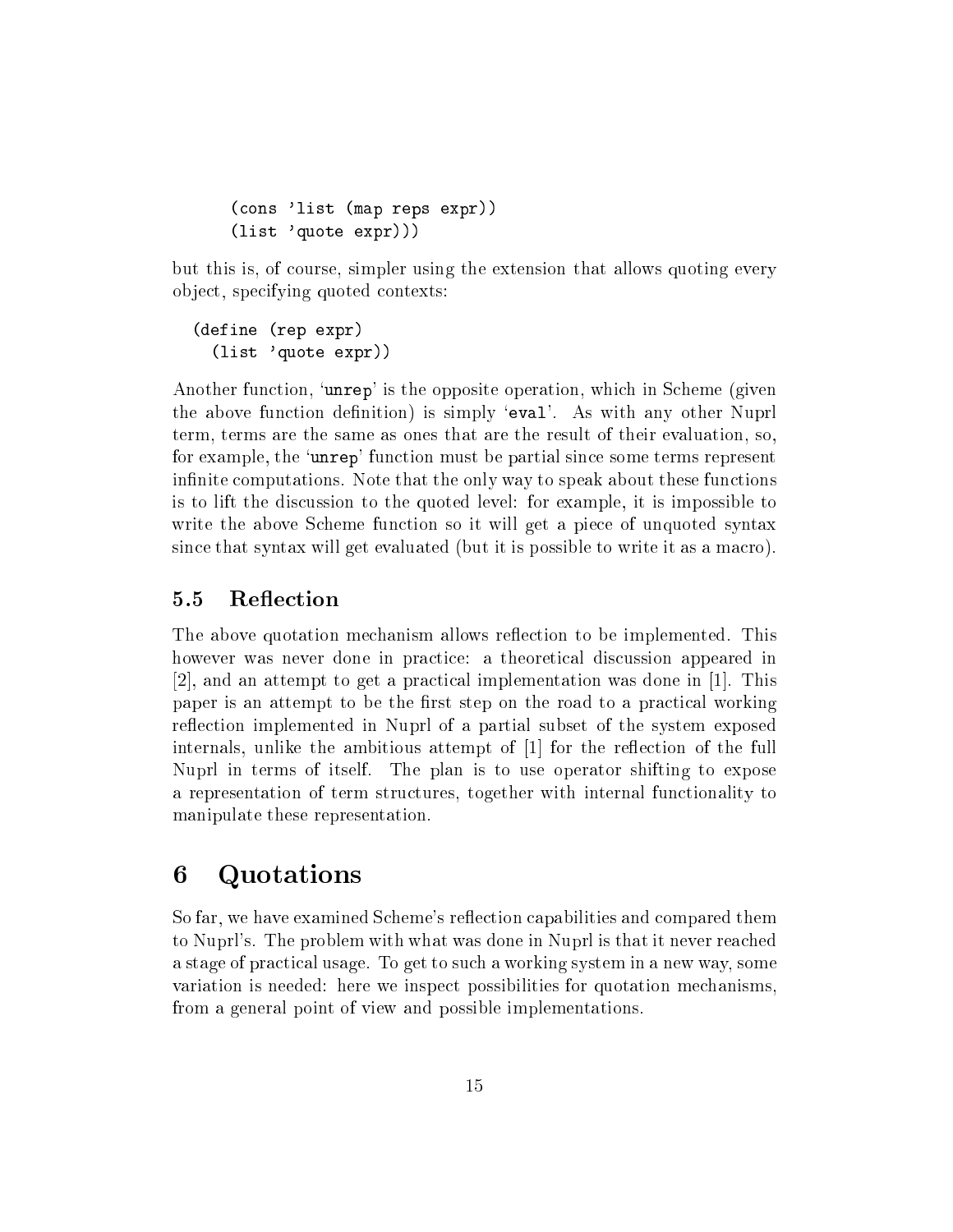```
      (cons 'list (map reps expr))
      (list 'quote expr)))
```

but this is, of course, simpler using the extension that allows quoting every object, specifying quoted contexts:

```
  (define (rep expr)
    (list 'quote expr))
```

Another function, '`unrep`' is the opposite operation, which in Scheme (given the above function definition) is simply '`eval`'. As with any other Nuprl term, terms are the same as ones that are the result of their evaluation, so, for example, the '`unrep`' function must be partial since some terms represent infinite computations. Note that the only way to speak about these functions is to lift the discussion to the quoted level: for example, it is impossible to write the above Scheme function so it will get a piece of unquoted syntax since that syntax will get evaluated (but it is possible to write it as a macro).

### 5.5 Reflection

The above quotation mechanism allows reflection to be implemented. This however was never done in practice: a theoretical discussion appeared in [2], and an attempt to get a practical implementation was done in [1]. This paper is an attempt to be the first step on the road to a practical working reflection implemented in Nuprl of a partial subset of the system exposed internals, unlike the ambitious attempt of [1] for the reflection of the full Nuprl in terms of itself. The plan is to use operator shifting to expose a representation of term structures, together with internal functionality to manipulate these representation.

## 6 Quotations

So far, we have examined Scheme's reflection capabilities and compared them to Nuprl's. The problem with what was done in Nuprl is that it never reached a stage of practical usage. To get to such a working system in a new way, some variation is needed: here we inspect possibilities for quotation mechanisms, from a general point of view and possible implementations.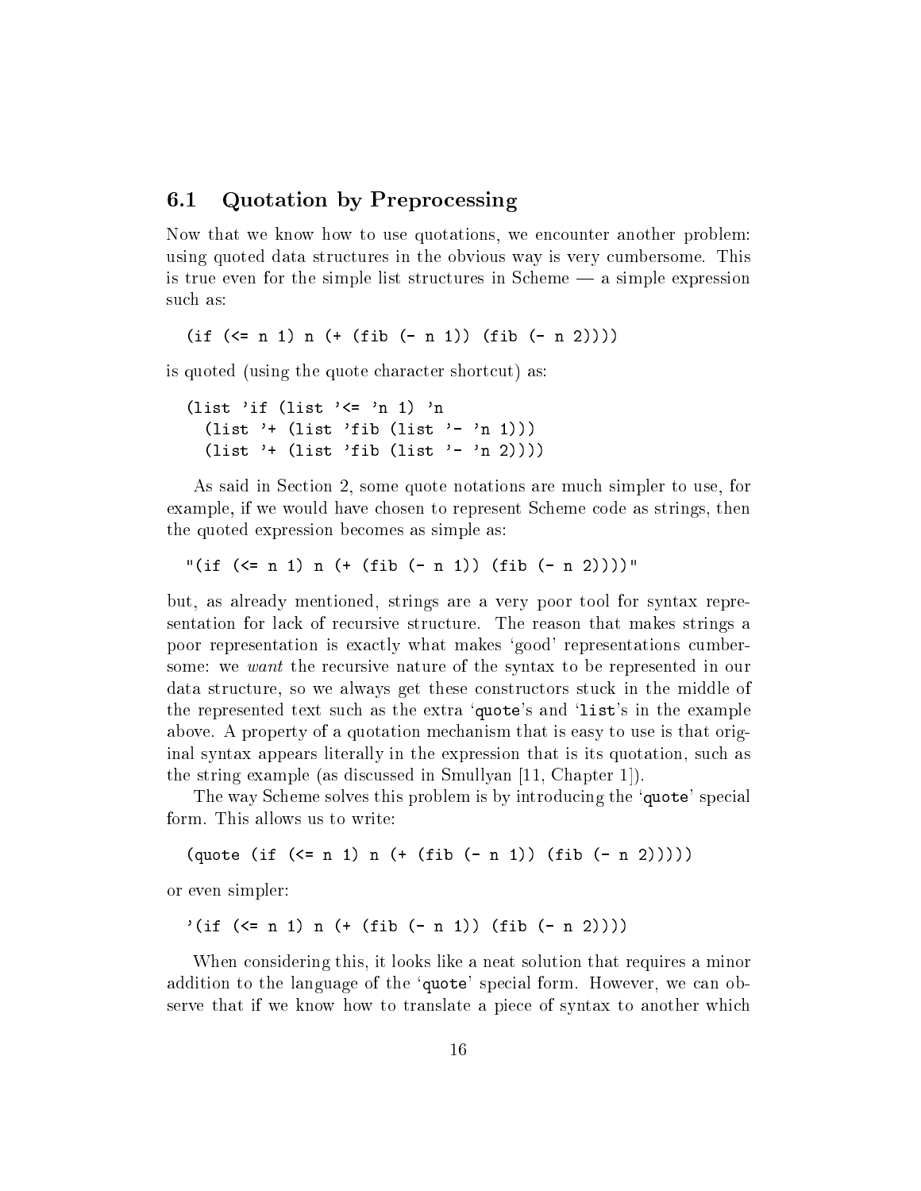## 6.1 Quotation by Preprocessing

Now that we know how to use quotations, we encounter another problem: using quoted data structures in the obvious way is very cumbersome. This is true even for the simple list structures in Scheme — a simple expression such as:

```
(if (<= n 1) n (+ (fib (- n 1)) (fib (- n 2))))
```

is quoted (using the quote character shortcut) as:

```
(list 'if (list '<= 'n 1) 'n
  (list '+ (list 'fib (list '- 'n 1)))
  (list '+ (list 'fib (list '- 'n 2))))
```

As said in Section 2, some quote notations are much simpler to use, for example, if we would have chosen to represent Scheme code as strings, then the quoted expression becomes as simple as:

```
"(if (<= n 1) n (+ (fib (- n 1)) (fib (- n 2))))"
```

but, as already mentioned, strings are a very poor tool for syntax representation for lack of recursive structure. The reason that makes strings a poor representation is exactly what makes 'good' representations cumbersome: we *want* the recursive nature of the syntax to be represented in our data structure, so we always get these constructors stuck in the middle of the represented text such as the extra '`quote`'s and '`list`'s in the example above. A property of a quotation mechanism that is easy to use is that original syntax appears literally in the expression that is its quotation, such as the string example (as discussed in Smullyan [11, Chapter 1]).

The way Scheme solves this problem is by introducing the '`quote`' special form. This allows us to write:

```
(quote (if (<= n 1) n (+ (fib (- n 1)) (fib (- n 2)))))
```

or even simpler:

```
'(if (<= n 1) n (+ (fib (- n 1)) (fib (- n 2))))
```

When considering this, it looks like a neat solution that requires a minor addition to the language of the '`quote`' special form. However, we can observe that if we know how to translate a piece of syntax to another which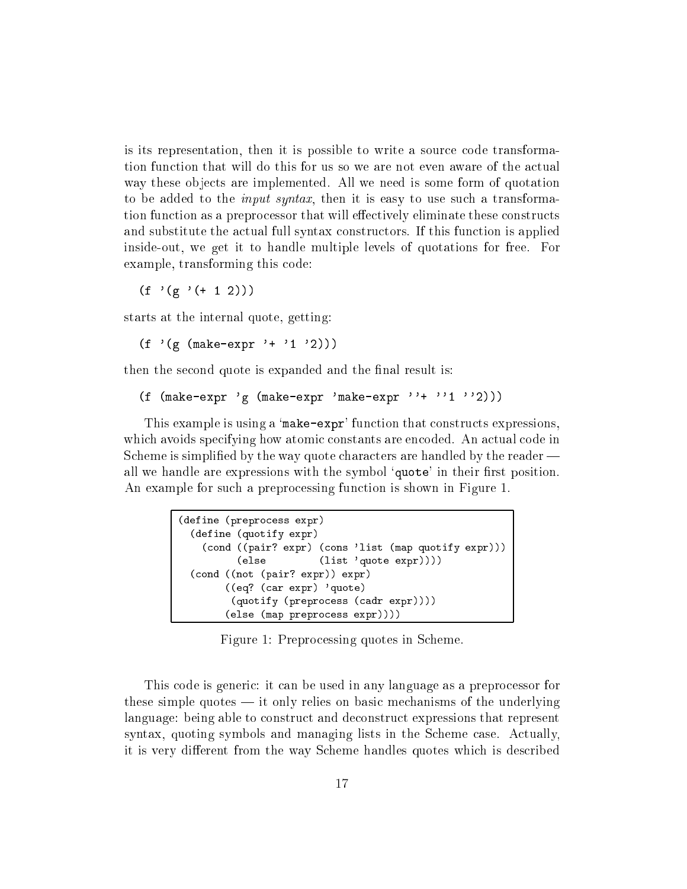is its representation, then it is possible to write a source code transformation function that will do this for us so we are not even aware of the actual way these objects are implemented. All we need is some form of quotation to be added to the *input syntax*, then it is easy to use such a transformation function as a preprocessor that will effectively eliminate these constructs and substitute the actual full syntax constructors. If this function is applied inside-out, we get it to handle multiple levels of quotations for free. For example, transforming this code:

```
(f '(g '(+ 1 2)))
```

starts at the internal quote, getting:

```
(f '(g (make-expr '+ '1 '2)))
```

then the second quote is expanded and the final result is:

```
(f (make-expr 'g (make-expr 'make-expr ''+ ''1 ''2)))
```

This example is using a '`make-expr`' function that constructs expressions, which avoids specifying how atomic constants are encoded. An actual code in Scheme is simplified by the way quote characters are handled by the reader — all we handle are expressions with the symbol '`quote`' in their first position. An example for such a preprocessing function is shown in Figure 1.

```
(define (preprocess expr)
  (define (quotify expr)
    (cond ((pair? expr) (cons 'list (map quotify expr)))
          (else         (list 'quote expr))))
  (cond ((not (pair? expr)) expr)
        ((eq? (car expr) 'quote)
         (quotify (preprocess (cadr expr))))
        (else (map preprocess expr))))
```

Figure 1: Preprocessing quotes in Scheme.

This code is generic: it can be used in any language as a preprocessor for these simple quotes — it only relies on basic mechanisms of the underlying language: being able to construct and deconstruct expressions that represent syntax, quoting symbols and managing lists in the Scheme case. Actually, it is very different from the way Scheme handles quotes which is described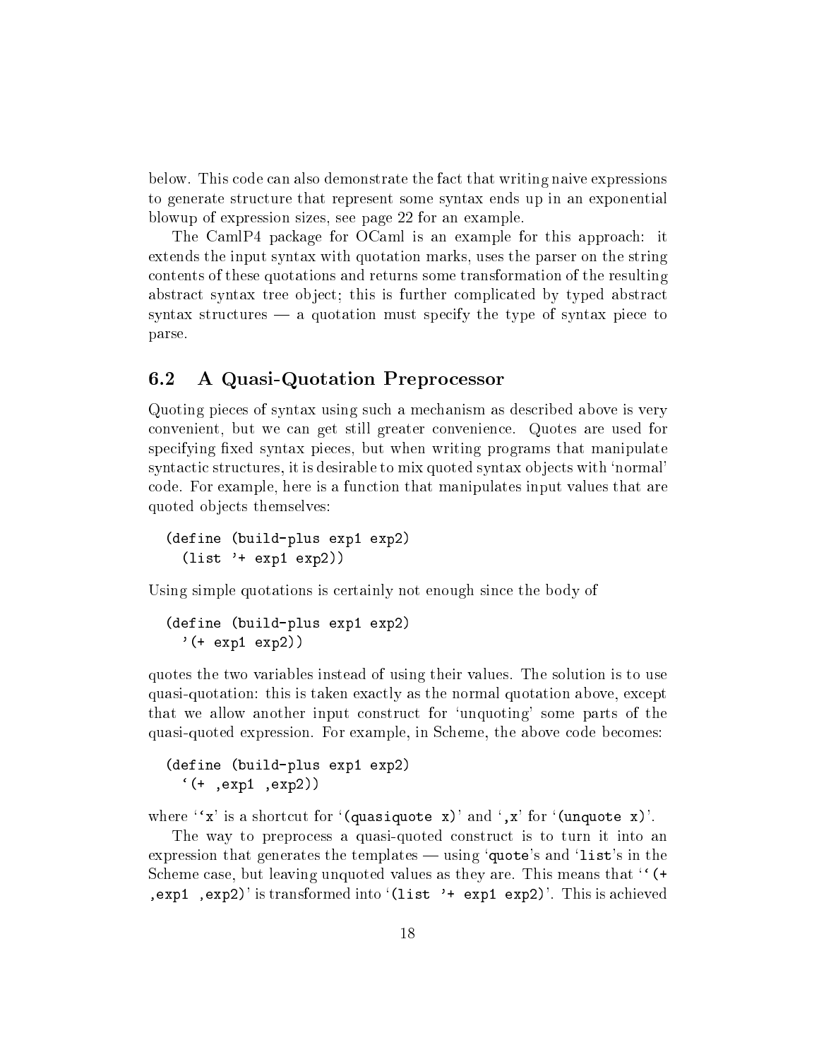below. This code can also demonstrate the fact that writing naive expressions to generate structure that represent some syntax ends up in an exponential blowup of expression sizes, see page 22 for an example.

The CamlP4 package for OCaml is an example for this approach: it extends the input syntax with quotation marks, uses the parser on the string contents of these quotations and returns some transformation of the resulting abstract syntax tree object; this is further complicated by typed abstract syntax structures — a quotation must specify the type of syntax piece to parse.

## 6.2 A Quasi-Quotation Preprocessor

Quoting pieces of syntax using such a mechanism as described above is very convenient, but we can get still greater convenience. Quotes are used for specifying fixed syntax pieces, but when writing programs that manipulate syntactic structures, it is desirable to mix quoted syntax objects with 'normal' code. For example, here is a function that manipulates input values that are quoted objects themselves:

```
(define (build-plus exp1 exp2)
  (list '+ exp1 exp2))
```

Using simple quotations is certainly not enough since the body of

```
(define (build-plus exp1 exp2)
  '(+ exp1 exp2))
```

quotes the two variables instead of using their values. The solution is to use quasi-quotation: this is taken exactly as the normal quotation above, except that we allow another input construct for 'unquoting' some parts of the quasi-quoted expression. For example, in Scheme, the above code becomes:

```
(define (build-plus exp1 exp2)
  `(+ ,exp1 ,exp2))
```

where '`` `x ``' is a shortcut for '`(quasiquote x)`' and '`,x`' for '`(unquote x)`'.

The way to preprocess a quasi-quoted construct is to turn it into an expression that generates the templates — using '`quote`'s and '`list`'s in the Scheme case, but leaving unquoted values as they are. This means that '`` `(+ ,exp1 ,exp2) ``' is transformed into '`(list '+ exp1 exp2)`'. This is achieved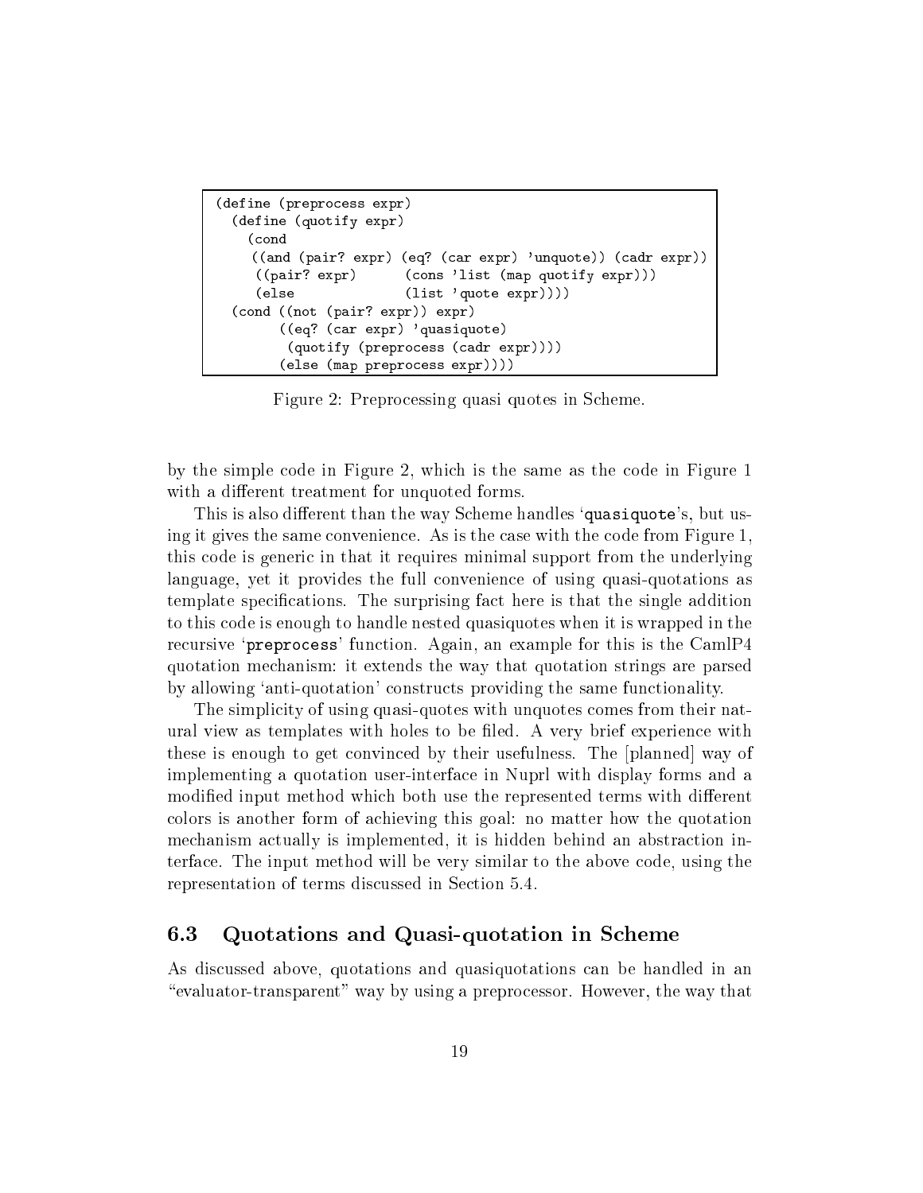```
(define (preprocess expr)
  (define (quotify expr)
    (cond
     ((and (pair? expr) (eq? (car expr) 'unquote)) (cadr expr))
      ((pair? expr)      (cons 'list (map quotify expr)))
      (else              (list 'quote expr))))
  (cond ((not (pair? expr)) expr)
        ((eq? (car expr) 'quasiquote)
         (quotify (preprocess (cadr expr))))
        (else (map preprocess expr))))
```

Figure 2: Preprocessing quasi quotes in Scheme.

by the simple code in Figure 2, which is the same as the code in Figure 1 with a different treatment for unquoted forms.

This is also different than the way Scheme handles '`quasiquote`'s, but using it gives the same convenience. As is the case with the code from Figure 1, this code is generic in that it requires minimal support from the underlying language, yet it provides the full convenience of using quasi-quotations as template specifications. The surprising fact here is that the single addition to this code is enough to handle nested quasiquotes when it is wrapped in the recursive '`preprocess`' function. Again, an example for this is the CamlP4 quotation mechanism: it extends the way that quotation strings are parsed by allowing 'anti-quotation' constructs providing the same functionality.

The simplicity of using quasi-quotes with unquotes comes from their natural view as templates with holes to be filed. A very brief experience with these is enough to get convinced by their usefulness. The [planned] way of implementing a quotation user-interface in Nuprl with display forms and a modified input method which both use the represented terms with different colors is another form of achieving this goal: no matter how the quotation mechanism actually is implemented, it is hidden behind an abstraction interface. The input method will be very similar to the above code, using the representation of terms discussed in Section 5.4.

### 6.3 Quotations and Quasi-quotation in Scheme

As discussed above, quotations and quasiquotations can be handled in an "evaluator-transparent" way by using a preprocessor. However, the way that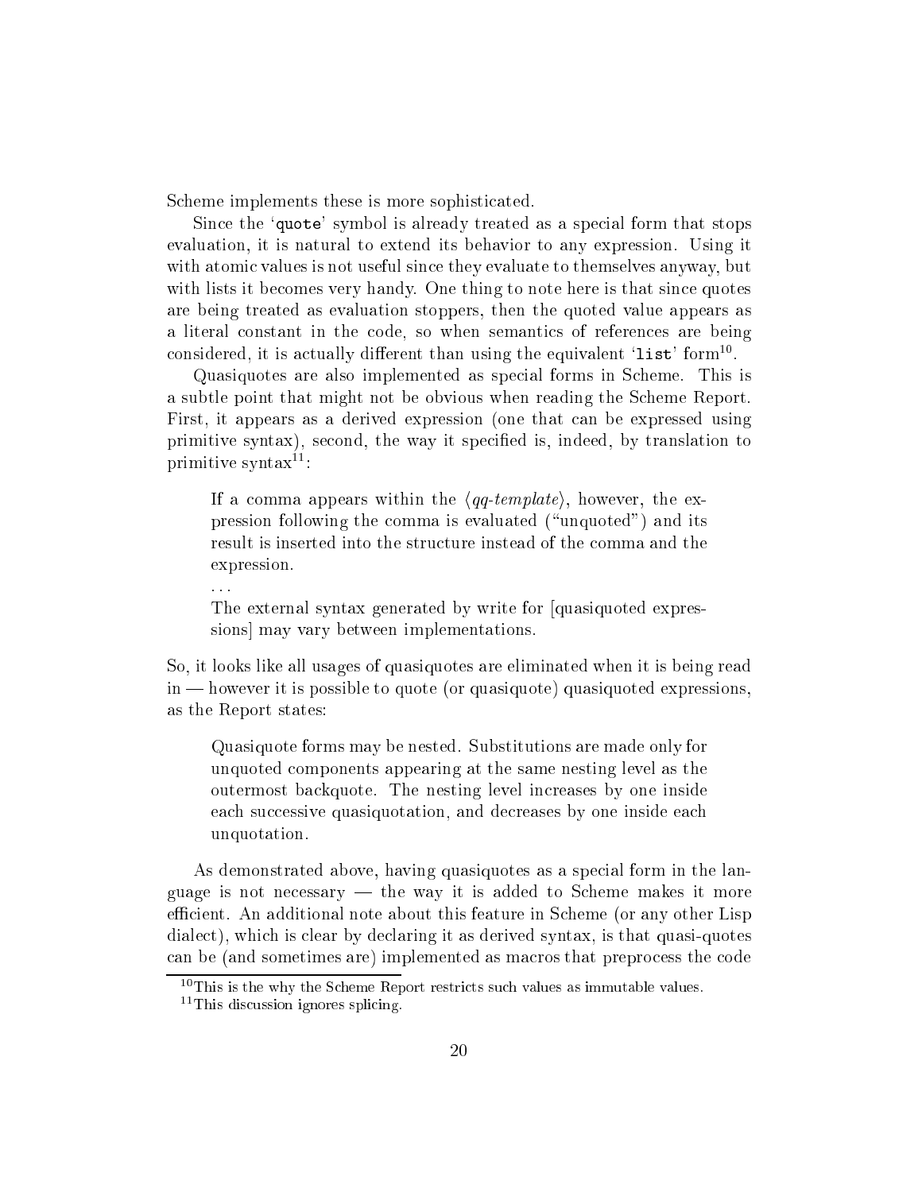Scheme implements these is more sophisticated.

Since the '`quote`' symbol is already treated as a special form that stops evaluation, it is natural to extend its behavior to any expression. Using it with atomic values is not useful since they evaluate to themselves anyway, but with lists it becomes very handy. One thing to note here is that since quotes are being treated as evaluation stoppers, then the quoted value appears as a literal constant in the code, so when semantics of references are being considered, it is actually different than using the equivalent '`list`' form[10].

Quasiquotes are also implemented as special forms in Scheme. This is a subtle point that might not be obvious when reading the Scheme Report. First, it appears as a derived expression (one that can be expressed using primitive syntax), second, the way it specified is, indeed, by translation to primitive syntax[11]:

> If a comma appears within the ⟨*qq-template*⟩, however, the expression following the comma is evaluated ("unquoted") and its result is inserted into the structure instead of the comma and the expression.
>
> ...
>
> The external syntax generated by write for [quasiquoted expressions] may vary between implementations.

So, it looks like all usages of quasiquotes are eliminated when it is being read in — however it is possible to quote (or quasiquote) quasiquoted expressions, as the Report states:

> Quasiquote forms may be nested. Substitutions are made only for unquoted components appearing at the same nesting level as the outermost backquote. The nesting level increases by one inside each successive quasiquotation, and decreases by one inside each unquotation.

As demonstrated above, having quasiquotes as a special form in the language is not necessary — the way it is added to Scheme makes it more efficient. An additional note about this feature in Scheme (or any other Lisp dialect), which is clear by declaring it as derived syntax, is that quasi-quotes can be (and sometimes are) implemented as macros that preprocess the code

[10] This is the why the Scheme Report restricts such values as immutable values.

[11] This discussion ignores splicing.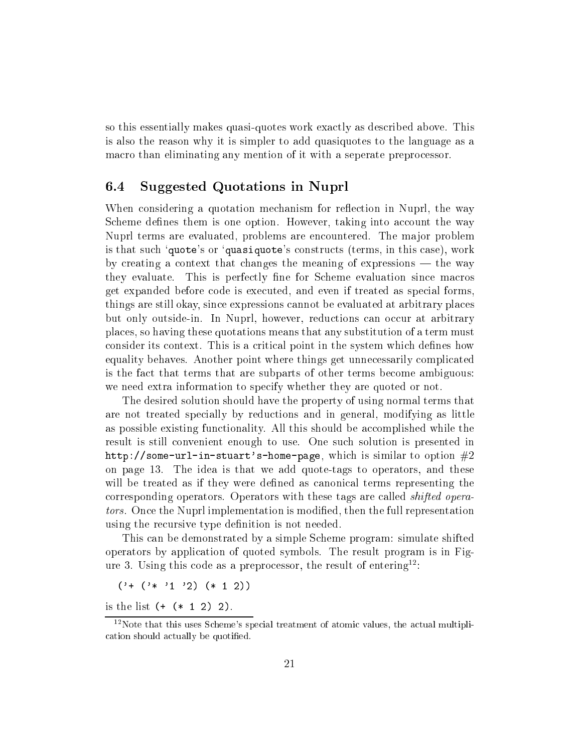so this essentially makes quasi-quotes work exactly as described above. This is also the reason why it is simpler to add quasiquotes to the language as a macro than eliminating any mention of it with a seperate preprocessor.

## 6.4 Suggested Quotations in Nuprl

When considering a quotation mechanism for reflection in Nuprl, the way Scheme defines them is one option. However, taking into account the way Nuprl terms are evaluated, problems are encountered. The major problem is that such '`quote`'s or '`quasiquote`'s constructs (terms, in this case), work by creating a context that changes the meaning of expressions — the way they evaluate. This is perfectly fine for Scheme evaluation since macros get expanded before code is executed, and even if treated as special forms, things are still okay, since expressions cannot be evaluated at arbitrary places but only outside-in. In Nuprl, however, reductions can occur at arbitrary places, so having these quotations means that any substitution of a term must consider its context. This is a critical point in the system which defines how equality behaves. Another point where things get unnecessarily complicated is the fact that terms that are subparts of other terms become ambiguous: we need extra information to specify whether they are quoted or not.

The desired solution should have the property of using normal terms that are not treated specially by reductions and in general, modifying as little as possible existing functionality. All this should be accomplished while the result is still convenient enough to use. One such solution is presented in `http://some-url-in-stuart's-home-page`, which is similar to option #2 on page 13. The idea is that we add quote-tags to operators, and these will be treated as if they were defined as canonical terms representing the corresponding operators. Operators with these tags are called *shifted operators*. Once the Nuprl implementation is modified, then the full representation using the recursive type definition is not needed.

This can be demonstrated by a simple Scheme program: simulate shifted operators by application of quoted symbols. The result program is in Figure 3. Using this code as a preprocessor, the result of entering[12]:

```
('+ ('* '1 '2) (* 1 2))
```

is the list `(+ (* 1 2) 2)`.

[12]Note that this uses Scheme's special treatment of atomic values, the actual multiplication should actually be quotified.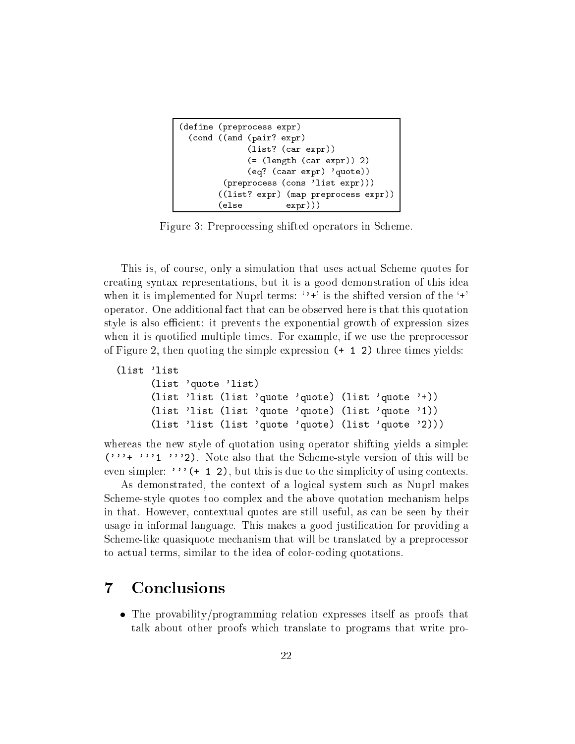```
(define (preprocess expr)
  (cond ((and (pair? expr)
              (list? (car expr))
              (= (length (car expr)) 2)
              (eq? (caar expr) 'quote))
         (preprocess (cons 'list expr)))
        ((list? expr) (map preprocess expr))
        (else         expr)))
```

Figure 3: Preprocessing shifted operators in Scheme.

This is, of course, only a simulation that uses actual Scheme quotes for creating syntax representations, but it is a good demonstration of this idea when it is implemented for Nuprl terms: `'+` is the shifted version of the `+` operator. One additional fact that can be observed here is that this quotation style is also efficient: it prevents the exponential growth of expression sizes when it is quotified multiple times. For example, if we use the preprocessor of Figure 2, then quoting the simple expression `(+ 1 2)` three times yields:

```
(list 'list
      (list 'quote 'list)
      (list 'list (list 'quote 'quote) (list 'quote '+))
      (list 'list (list 'quote 'quote) (list 'quote '1))
      (list 'list (list 'quote 'quote) (list 'quote '2)))
```

whereas the new style of quotation using operator shifting yields a simple: `('''+ '''1 '''2)`. Note also that the Scheme-style version of this will be even simpler: `'''(+ 1 2)`, but this is due to the simplicity of using contexts.

As demonstrated, the context of a logical system such as Nuprl makes Scheme-style quotes too complex and the above quotation mechanism helps in that. However, contextual quotes are still useful, as can be seen by their usage in informal language. This makes a good justification for providing a Scheme-like quasiquote mechanism that will be translated by a preprocessor to actual terms, similar to the idea of color-coding quotations.

# 7 Conclusions

- The provability/programming relation expresses itself as proofs that talk about other proofs which translate to programs that write pro-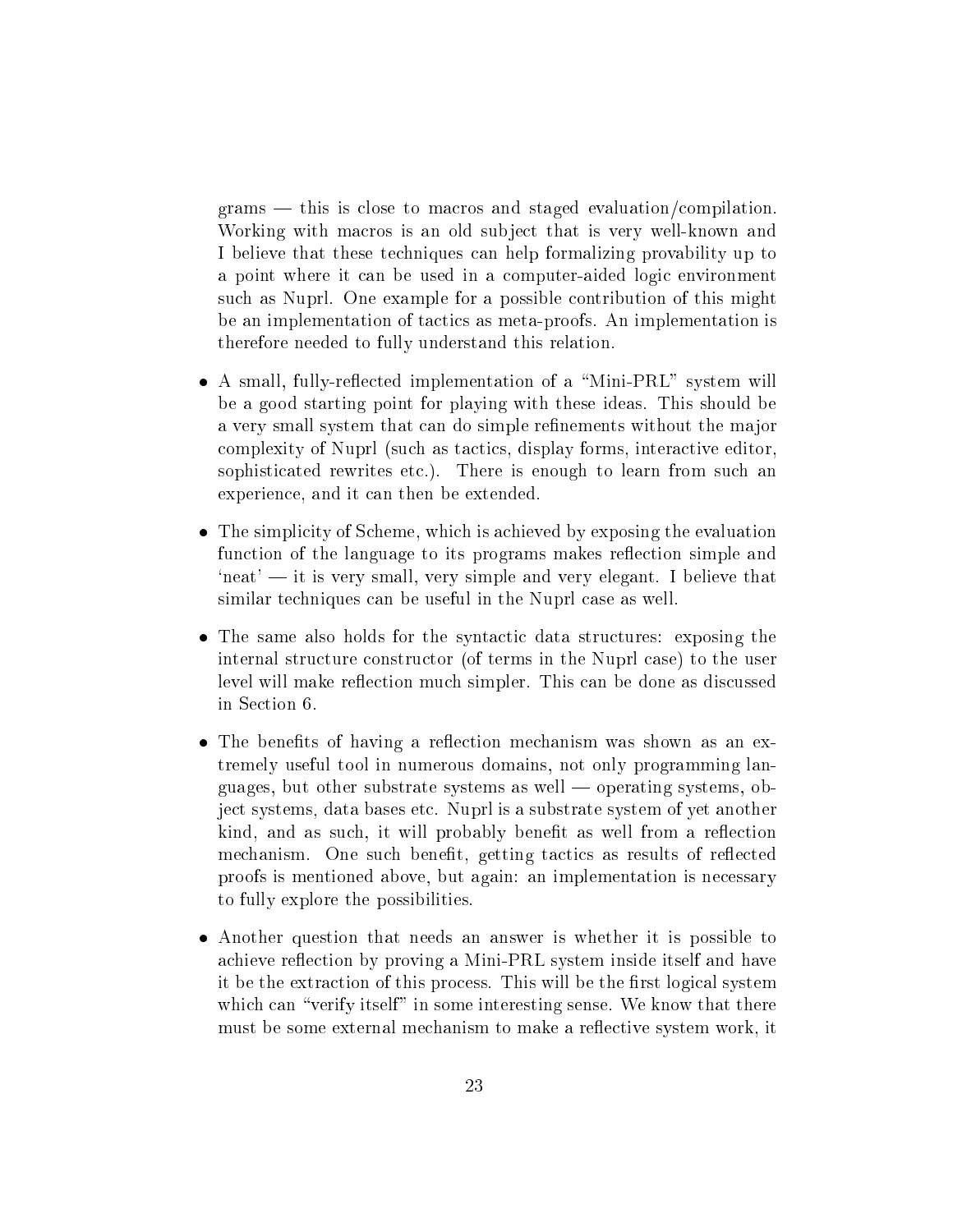grams — this is close to macros and staged evaluation/compilation. Working with macros is an old subject that is very well-known and I believe that these techniques can help formalizing provability up to a point where it can be used in a computer-aided logic environment such as Nuprl. One example for a possible contribution of this might be an implementation of tactics as meta-proofs. An implementation is therefore needed to fully understand this relation.

- A small, fully-reflected implementation of a "Mini-PRL" system will be a good starting point for playing with these ideas. This should be a very small system that can do simple refinements without the major complexity of Nuprl (such as tactics, display forms, interactive editor, sophisticated rewrites etc.). There is enough to learn from such an experience, and it can then be extended.

- The simplicity of Scheme, which is achieved by exposing the evaluation function of the language to its programs makes reflection simple and 'neat' — it is very small, very simple and very elegant. I believe that similar techniques can be useful in the Nuprl case as well.

- The same also holds for the syntactic data structures: exposing the internal structure constructor (of terms in the Nuprl case) to the user level will make reflection much simpler. This can be done as discussed in Section 6.

- The benefits of having a reflection mechanism was shown as an extremely useful tool in numerous domains, not only programming languages, but other substrate systems as well — operating systems, object systems, data bases etc. Nuprl is a substrate system of yet another kind, and as such, it will probably benefit as well from a reflection mechanism. One such benefit, getting tactics as results of reflected proofs is mentioned above, but again: an implementation is necessary to fully explore the possibilities.

- Another question that needs an answer is whether it is possible to achieve reflection by proving a Mini-PRL system inside itself and have it be the extraction of this process. This will be the first logical system which can "verify itself" in some interesting sense. We know that there must be some external mechanism to make a reflective system work, it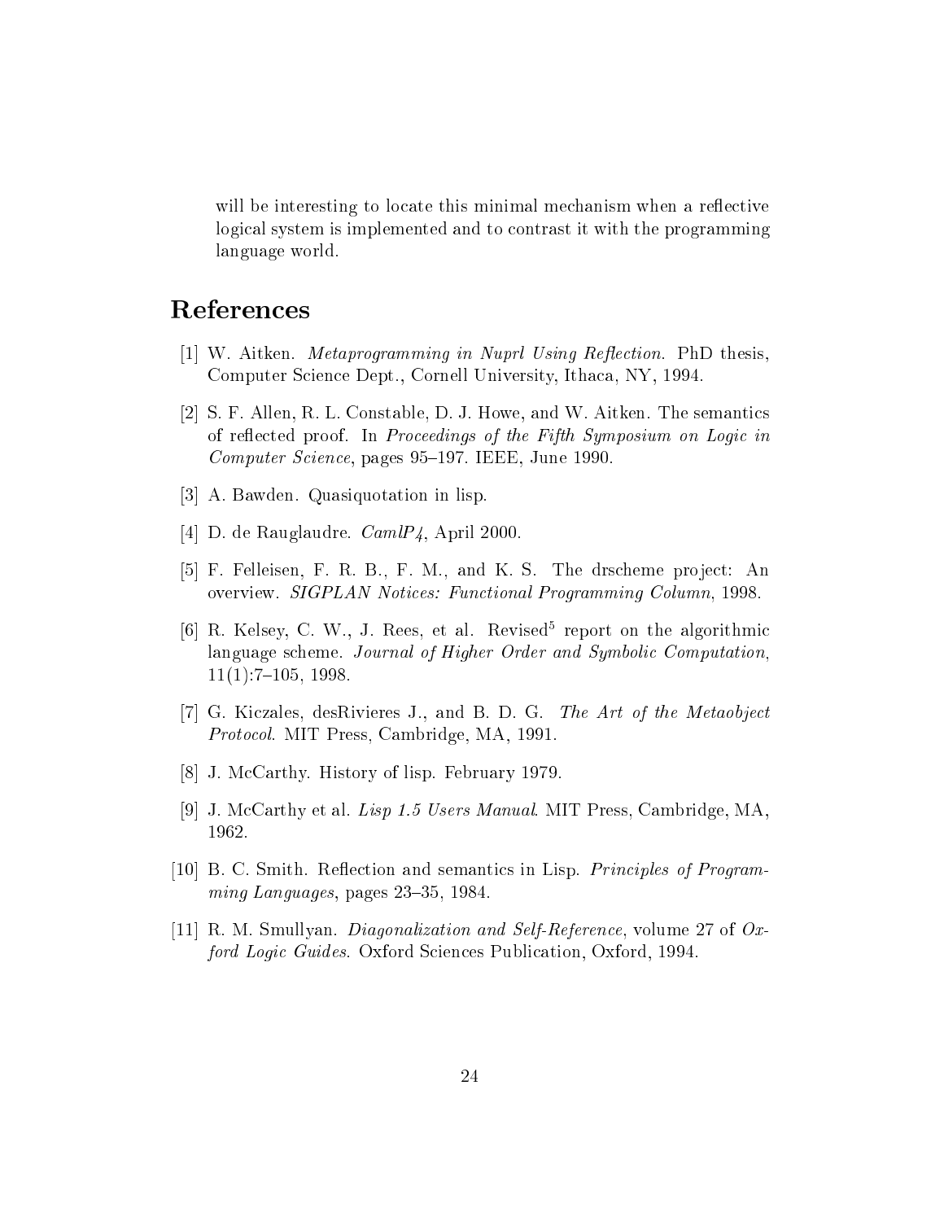will be interesting to locate this minimal mechanism when a reflective logical system is implemented and to contrast it with the programming language world.

# References

[1] W. Aitken. *Metaprogramming in Nuprl Using Reflection*. PhD thesis, Computer Science Dept., Cornell University, Ithaca, NY, 1994.

[2] S. F. Allen, R. L. Constable, D. J. Howe, and W. Aitken. The semantics of reflected proof. In *Proceedings of the Fifth Symposium on Logic in Computer Science*, pages 95–197. IEEE, June 1990.

[3] A. Bawden. Quasiquotation in lisp.

[4] D. de Rauglaudre. *CamlP4*, April 2000.

[5] F. Felleisen, F. R. B., F. M., and K. S. The drscheme project: An overview. *SIGPLAN Notices: Functional Programming Column*, 1998.

[6] R. Kelsey, C. W., J. Rees, et al. Revised[5] report on the algorithmic language scheme. *Journal of Higher Order and Symbolic Computation*, 11(1):7–105, 1998.

[7] G. Kiczales, desRivieres J., and B. D. G. *The Art of the Metaobject Protocol*. MIT Press, Cambridge, MA, 1991.

[8] J. McCarthy. History of lisp. February 1979.

[9] J. McCarthy et al. *Lisp 1.5 Users Manual*. MIT Press, Cambridge, MA, 1962.

[10] B. C. Smith. Reflection and semantics in Lisp. *Principles of Programming Languages*, pages 23–35, 1984.

[11] R. M. Smullyan. *Diagonalization and Self-Reference*, volume 27 of *Oxford Logic Guides*. Oxford Sciences Publication, Oxford, 1994.